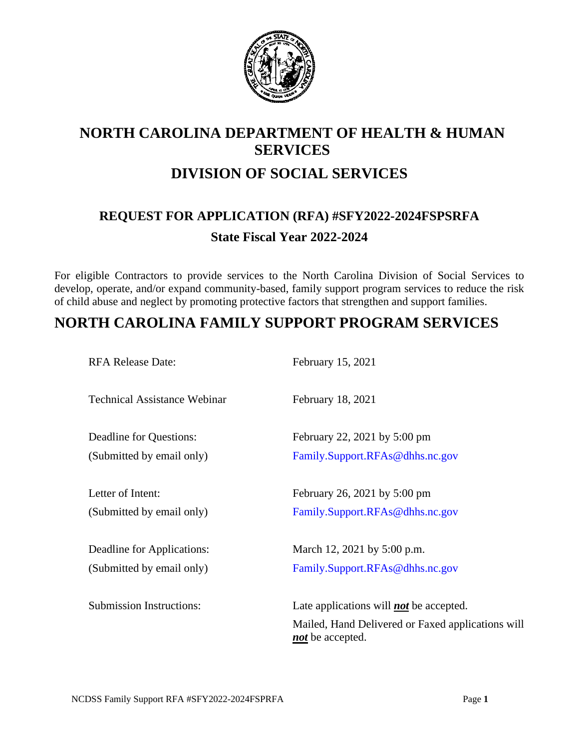# NORTH CAROLINA DEPARTMENT OF HEALTH & HUMAN SERVICES

## DIVISION OF SOCIAL SERVICES

### REQUEST FOR APPLICATION (RFA) #SFY2022-2024FSPSRFA

### State Fiscal Year 2022-2024

For eligible Contractors to provide services to the North Carolina Division of Social Services to develop, operate, and/or expand community-based, family support program services to reduce the risk of child abuse and neglect by promoting protective factors that strengthen and support families.

# NORTH CAROLINA FAMILY SUPPORT PROGRAM SERVICES

| | |
|---|---|
| RFA Release Date: | February 15, 2021 |
| Technical Assistance Webinar | February 18, 2021 |
| Deadline for Questions:<br>(Submitted by email only) | February 22, 2021 by 5:00 pm<br>Family.Support.RFAs@dhhs.nc.gov |
| Letter of Intent:<br>(Submitted by email only) | February 26, 2021 by 5:00 pm<br>Family.Support.RFAs@dhhs.nc.gov |
| Deadline for Applications:<br>(Submitted by email only) | March 12, 2021 by 5:00 p.m.<br>Family.Support.RFAs@dhhs.nc.gov |
| Submission Instructions: | Late applications will ***not*** be accepted.<br>Mailed, Hand Delivered or Faxed applications will ***not*** be accepted. |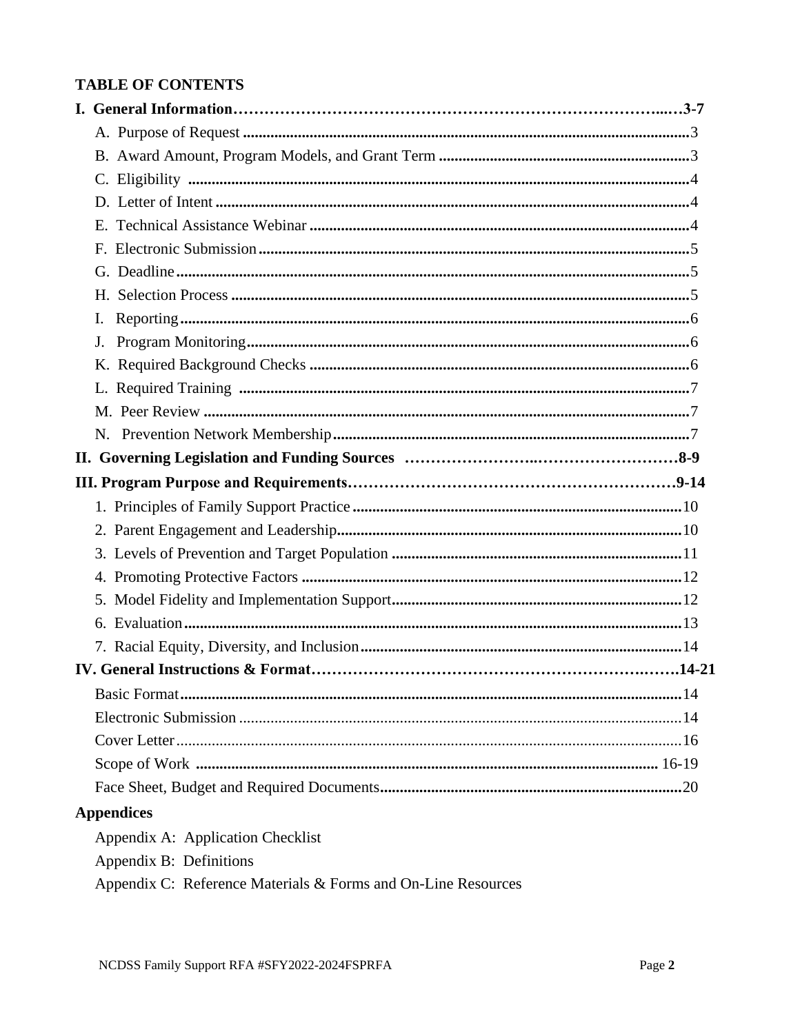**TABLE OF CONTENTS**

**I. General Information……………………………………………………………………..…3-7**

- A. Purpose of Request ........................................................................................................3
- B. Award Amount, Program Models, and Grant Term ......................................................3
- C. Eligibility ......................................................................................................................4
- D. Letter of Intent ..............................................................................................................4
- E. Technical Assistance Webinar .......................................................................................4
- F. Electronic Submission ....................................................................................................5
- G. Deadline ........................................................................................................................5
- H. Selection Process ..........................................................................................................5
- I. Reporting ........................................................................................................................6
- J. Program Monitoring .......................................................................................................6
- K. Required Background Checks .......................................................................................6
- L. Required Training ..........................................................................................................7
- M. Peer Review ..................................................................................................................7
- N. Prevention Network Membership .................................................................................7

**II. Governing Legislation and Funding Sources ………………….………………………8-9**

**III. Program Purpose and Requirements……………………………………………………9-14**

1. Principles of Family Support Practice ...........................................................................10
2. Parent Engagement and Leadership...............................................................................10
3. Levels of Prevention and Target Population .................................................................11
4. Promoting Protective Factors ........................................................................................12
5. Model Fidelity and Implementation Support.................................................................12
6. Evaluation .....................................................................................................................13
7. Racial Equity, Diversity, and Inclusion.........................................................................14

**IV. General Instructions & Format…………………………………………………….…….14-21**

- Basic Format ......................................................................................................................14
- Electronic Submission ........................................................................................................14
- Cover Letter .......................................................................................................................16
- Scope of Work .............................................................................................................. 16-19
- Face Sheet, Budget and Required Documents....................................................................20

**Appendices**

- Appendix A: Application Checklist
- Appendix B: Definitions
- Appendix C: Reference Materials & Forms and On-Line Resources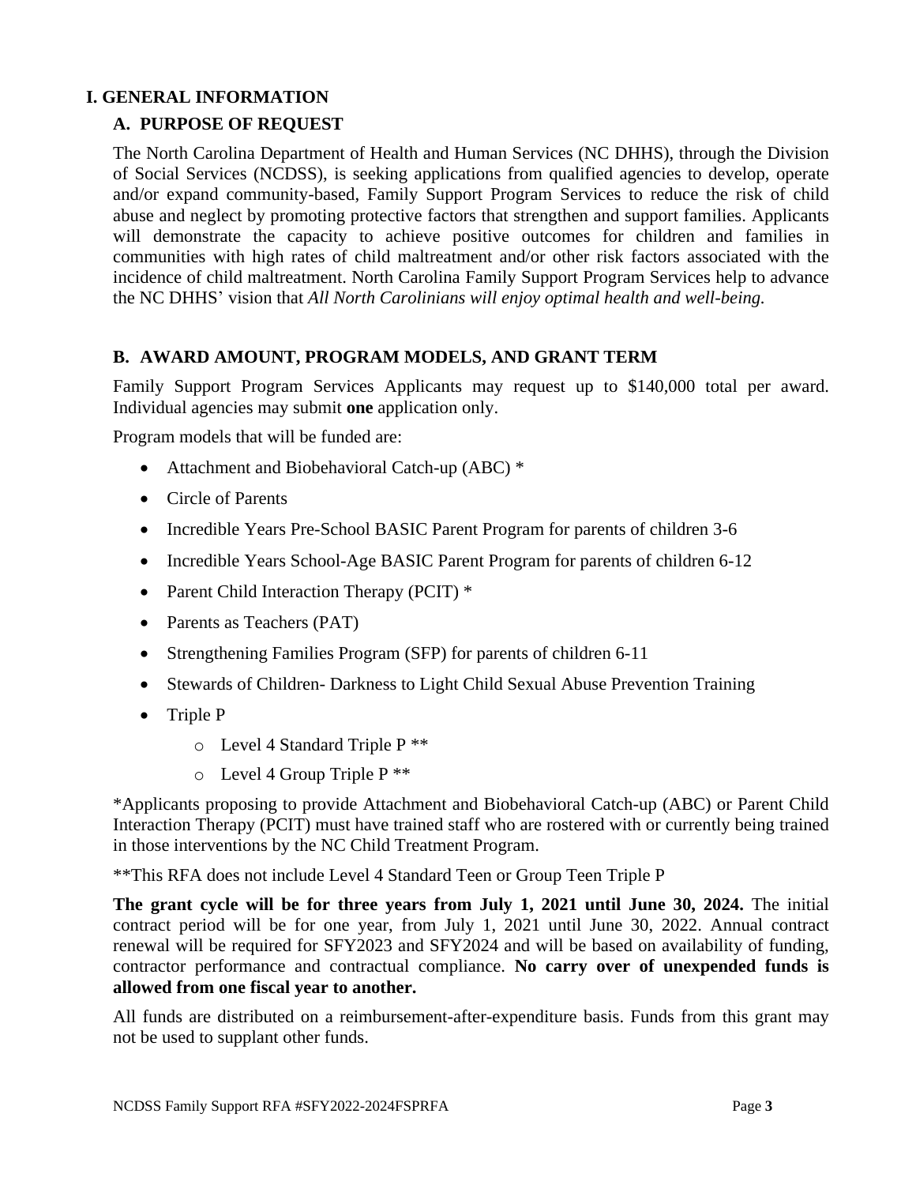# I. GENERAL INFORMATION

## A. PURPOSE OF REQUEST

The North Carolina Department of Health and Human Services (NC DHHS), through the Division of Social Services (NCDSS), is seeking applications from qualified agencies to develop, operate and/or expand community-based, Family Support Program Services to reduce the risk of child abuse and neglect by promoting protective factors that strengthen and support families. Applicants will demonstrate the capacity to achieve positive outcomes for children and families in communities with high rates of child maltreatment and/or other risk factors associated with the incidence of child maltreatment. North Carolina Family Support Program Services help to advance the NC DHHS' vision that *All North Carolinians will enjoy optimal health and well-being.*

## B. AWARD AMOUNT, PROGRAM MODELS, AND GRANT TERM

Family Support Program Services Applicants may request up to $140,000 total per award. Individual agencies may submit **one** application only.

Program models that will be funded are:

- Attachment and Biobehavioral Catch-up (ABC) *
- Circle of Parents
- Incredible Years Pre-School BASIC Parent Program for parents of children 3-6
- Incredible Years School-Age BASIC Parent Program for parents of children 6-12
- Parent Child Interaction Therapy (PCIT) *
- Parents as Teachers (PAT)
- Strengthening Families Program (SFP) for parents of children 6-11
- Stewards of Children- Darkness to Light Child Sexual Abuse Prevention Training
- Triple P
  - Level 4 Standard Triple P **
  - Level 4 Group Triple P **

*Applicants proposing to provide Attachment and Biobehavioral Catch-up (ABC) or Parent Child Interaction Therapy (PCIT) must have trained staff who are rostered with or currently being trained in those interventions by the NC Child Treatment Program.

**This RFA does not include Level 4 Standard Teen or Group Teen Triple P

**The grant cycle will be for three years from July 1, 2021 until June 30, 2024.** The initial contract period will be for one year, from July 1, 2021 until June 30, 2022. Annual contract renewal will be required for SFY2023 and SFY2024 and will be based on availability of funding, contractor performance and contractual compliance. **No carry over of unexpended funds is allowed from one fiscal year to another.**

All funds are distributed on a reimbursement-after-expenditure basis. Funds from this grant may not be used to supplant other funds.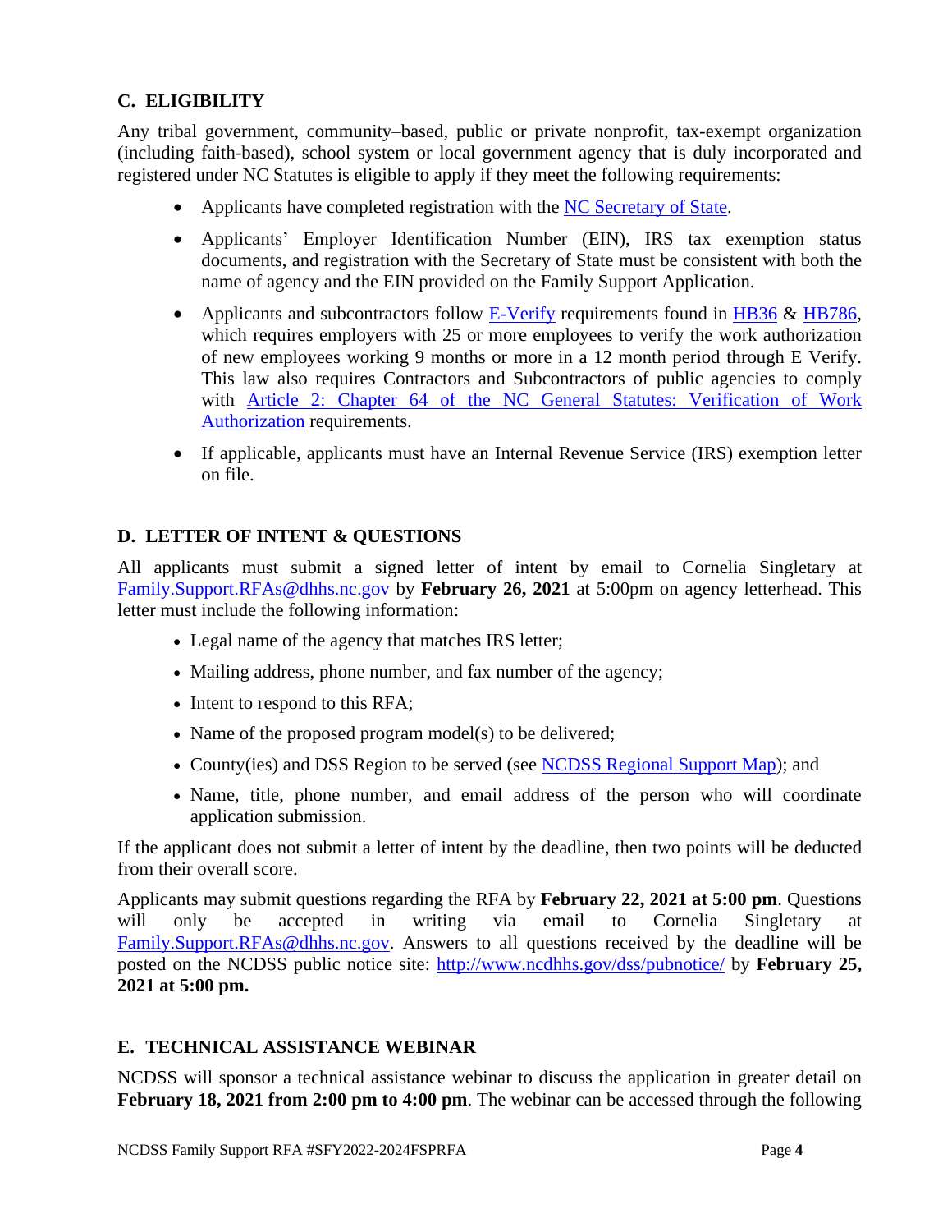### C. ELIGIBILITY

Any tribal government, community–based, public or private nonprofit, tax-exempt organization (including faith-based), school system or local government agency that is duly incorporated and registered under NC Statutes is eligible to apply if they meet the following requirements:

- Applicants have completed registration with the NC Secretary of State.
- Applicants' Employer Identification Number (EIN), IRS tax exemption status documents, and registration with the Secretary of State must be consistent with both the name of agency and the EIN provided on the Family Support Application.
- Applicants and subcontractors follow E-Verify requirements found in HB36 & HB786, which requires employers with 25 or more employees to verify the work authorization of new employees working 9 months or more in a 12 month period through E Verify. This law also requires Contractors and Subcontractors of public agencies to comply with Article 2: Chapter 64 of the NC General Statutes: Verification of Work Authorization requirements.
- If applicable, applicants must have an Internal Revenue Service (IRS) exemption letter on file.

### D. LETTER OF INTENT & QUESTIONS

All applicants must submit a signed letter of intent by email to Cornelia Singletary at Family.Support.RFAs@dhhs.nc.gov by **February 26, 2021** at 5:00pm on agency letterhead. This letter must include the following information:

- Legal name of the agency that matches IRS letter;
- Mailing address, phone number, and fax number of the agency;
- Intent to respond to this RFA;
- Name of the proposed program model(s) to be delivered;
- County(ies) and DSS Region to be served (see NCDSS Regional Support Map); and
- Name, title, phone number, and email address of the person who will coordinate application submission.

If the applicant does not submit a letter of intent by the deadline, then two points will be deducted from their overall score.

Applicants may submit questions regarding the RFA by **February 22, 2021 at 5:00 pm**. Questions will only be accepted in writing via email to Cornelia Singletary at Family.Support.RFAs@dhhs.nc.gov. Answers to all questions received by the deadline will be posted on the NCDSS public notice site: http://www.ncdhhs.gov/dss/pubnotice/ by **February 25, 2021 at 5:00 pm.**

### E. TECHNICAL ASSISTANCE WEBINAR

NCDSS will sponsor a technical assistance webinar to discuss the application in greater detail on **February 18, 2021 from 2:00 pm to 4:00 pm**. The webinar can be accessed through the following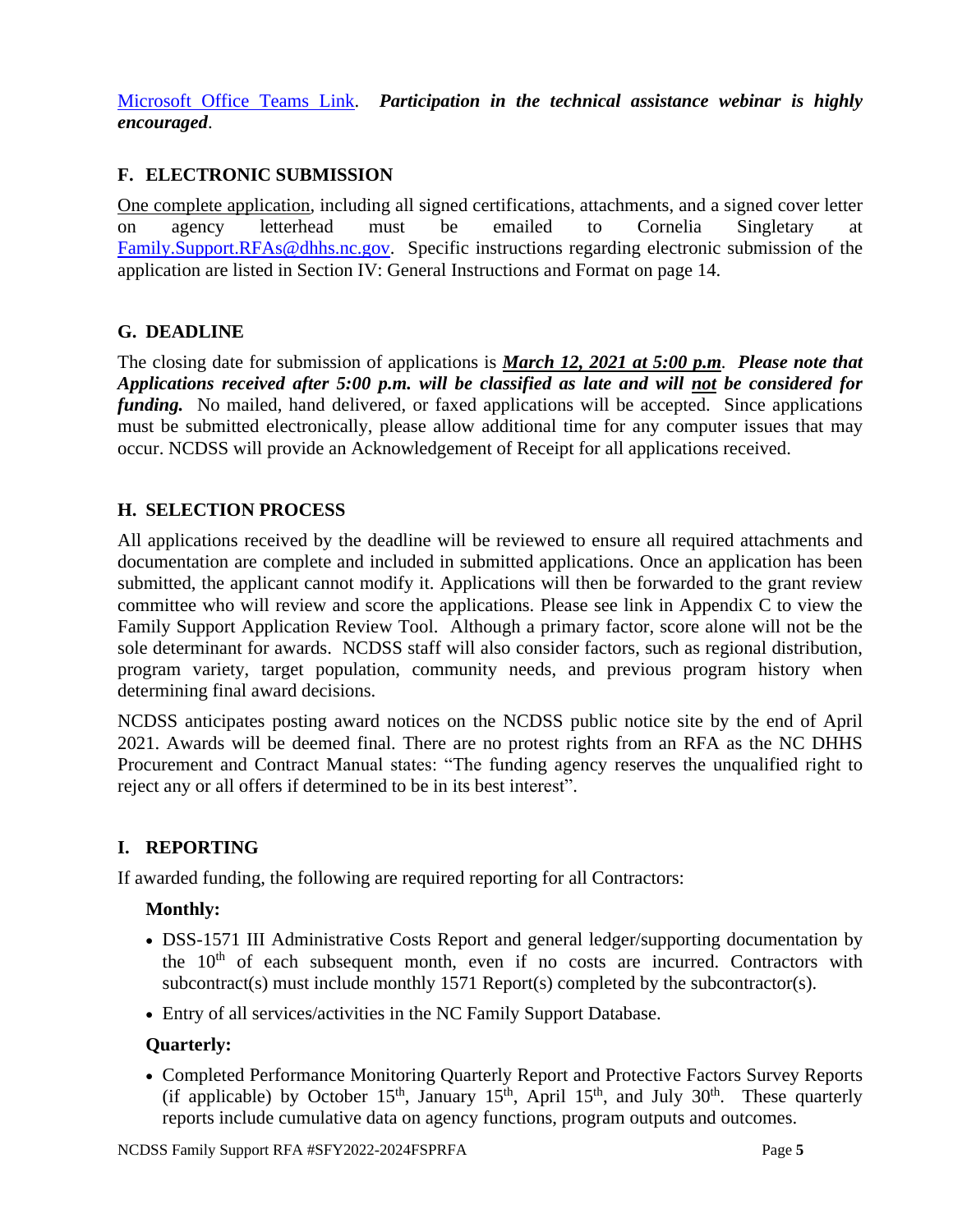[Microsoft Office Teams Link](). ***Participation in the technical assistance webinar is highly encouraged***.

## F. ELECTRONIC SUBMISSION

<u>One complete application</u>, including all signed certifications, attachments, and a signed cover letter on agency letterhead must be emailed to Cornelia Singletary at Family.Support.RFAs@dhhs.nc.gov. Specific instructions regarding electronic submission of the application are listed in Section IV: General Instructions and Format on page 14.

## G. DEADLINE

The closing date for submission of applications is ***<u>March 12, 2021 at 5:00 p.m</u>***. ***Please note that Applications received after 5:00 p.m. will be classified as late and will <u>not</u> be considered for funding.*** No mailed, hand delivered, or faxed applications will be accepted. Since applications must be submitted electronically, please allow additional time for any computer issues that may occur. NCDSS will provide an Acknowledgement of Receipt for all applications received.

## H. SELECTION PROCESS

All applications received by the deadline will be reviewed to ensure all required attachments and documentation are complete and included in submitted applications. Once an application has been submitted, the applicant cannot modify it. Applications will then be forwarded to the grant review committee who will review and score the applications. Please see link in Appendix C to view the Family Support Application Review Tool. Although a primary factor, score alone will not be the sole determinant for awards. NCDSS staff will also consider factors, such as regional distribution, program variety, target population, community needs, and previous program history when determining final award decisions.

NCDSS anticipates posting award notices on the NCDSS public notice site by the end of April 2021. Awards will be deemed final. There are no protest rights from an RFA as the NC DHHS Procurement and Contract Manual states: "The funding agency reserves the unqualified right to reject any or all offers if determined to be in its best interest".

## I. REPORTING

If awarded funding, the following are required reporting for all Contractors:

**Monthly:**

- DSS-1571 III Administrative Costs Report and general ledger/supporting documentation by the 10th of each subsequent month, even if no costs are incurred. Contractors with subcontract(s) must include monthly 1571 Report(s) completed by the subcontractor(s).
- Entry of all services/activities in the NC Family Support Database.

**Quarterly:**

- Completed Performance Monitoring Quarterly Report and Protective Factors Survey Reports (if applicable) by October 15th, January 15th, April 15th, and July 30th. These quarterly reports include cumulative data on agency functions, program outputs and outcomes.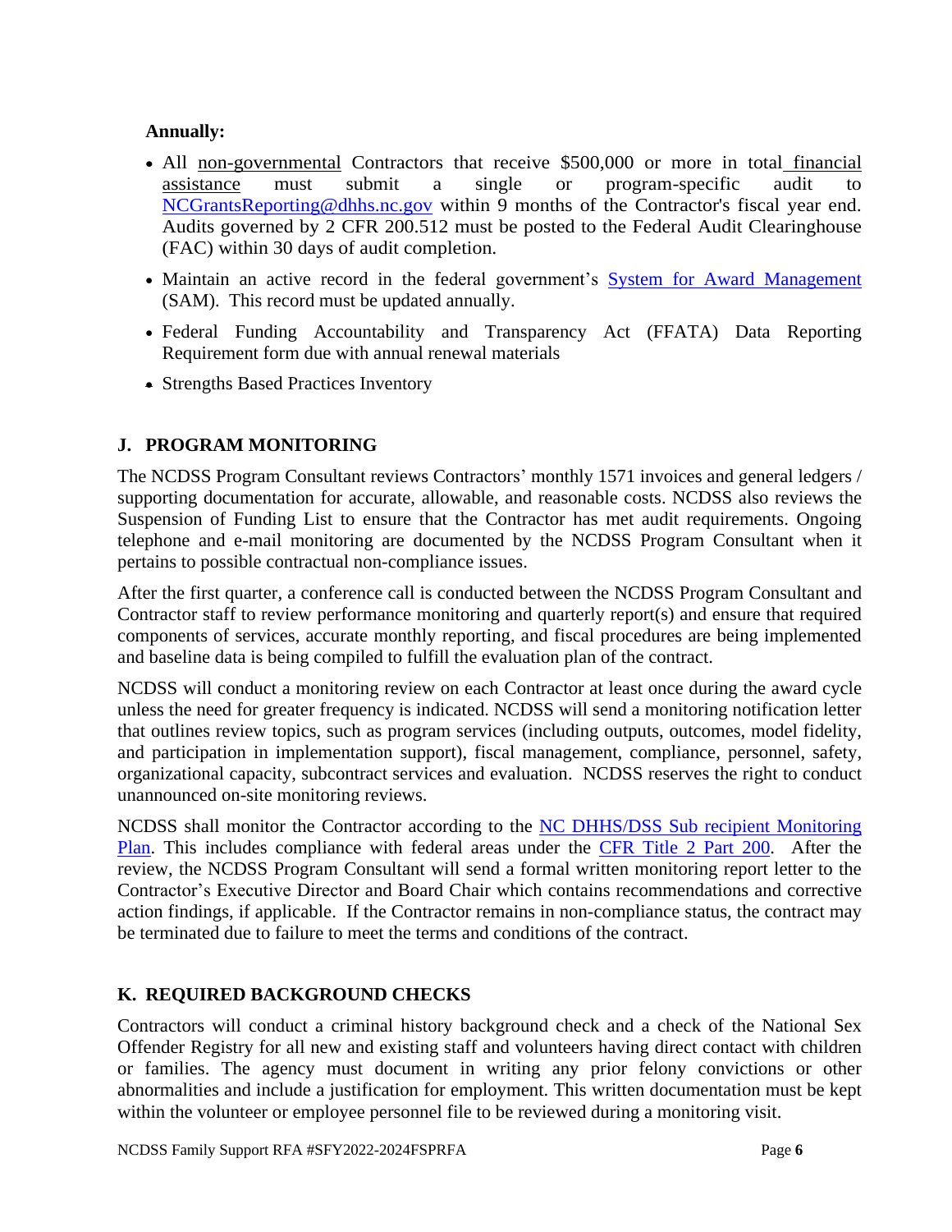**Annually:**

- All non-governmental Contractors that receive $500,000 or more in total financial assistance must submit a single or program-specific audit to NCGrantsReporting@dhhs.nc.gov within 9 months of the Contractor's fiscal year end. Audits governed by 2 CFR 200.512 must be posted to the Federal Audit Clearinghouse (FAC) within 30 days of audit completion.
- Maintain an active record in the federal government's System for Award Management (SAM). This record must be updated annually.
- Federal Funding Accountability and Transparency Act (FFATA) Data Reporting Requirement form due with annual renewal materials
- Strengths Based Practices Inventory

## J. PROGRAM MONITORING

The NCDSS Program Consultant reviews Contractors' monthly 1571 invoices and general ledgers / supporting documentation for accurate, allowable, and reasonable costs. NCDSS also reviews the Suspension of Funding List to ensure that the Contractor has met audit requirements. Ongoing telephone and e-mail monitoring are documented by the NCDSS Program Consultant when it pertains to possible contractual non-compliance issues.

After the first quarter, a conference call is conducted between the NCDSS Program Consultant and Contractor staff to review performance monitoring and quarterly report(s) and ensure that required components of services, accurate monthly reporting, and fiscal procedures are being implemented and baseline data is being compiled to fulfill the evaluation plan of the contract.

NCDSS will conduct a monitoring review on each Contractor at least once during the award cycle unless the need for greater frequency is indicated. NCDSS will send a monitoring notification letter that outlines review topics, such as program services (including outputs, outcomes, model fidelity, and participation in implementation support), fiscal management, compliance, personnel, safety, organizational capacity, subcontract services and evaluation. NCDSS reserves the right to conduct unannounced on-site monitoring reviews.

NCDSS shall monitor the Contractor according to the NC DHHS/DSS Sub recipient Monitoring Plan. This includes compliance with federal areas under the CFR Title 2 Part 200. After the review, the NCDSS Program Consultant will send a formal written monitoring report letter to the Contractor's Executive Director and Board Chair which contains recommendations and corrective action findings, if applicable. If the Contractor remains in non-compliance status, the contract may be terminated due to failure to meet the terms and conditions of the contract.

## K. REQUIRED BACKGROUND CHECKS

Contractors will conduct a criminal history background check and a check of the National Sex Offender Registry for all new and existing staff and volunteers having direct contact with children or families. The agency must document in writing any prior felony convictions or other abnormalities and include a justification for employment. This written documentation must be kept within the volunteer or employee personnel file to be reviewed during a monitoring visit.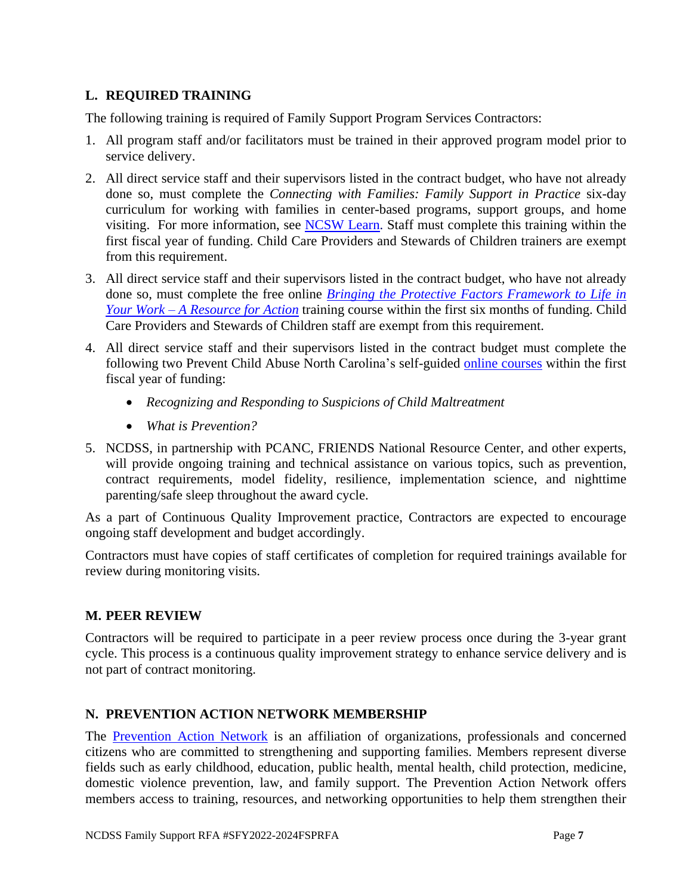## L. REQUIRED TRAINING

The following training is required of Family Support Program Services Contractors:

1. All program staff and/or facilitators must be trained in their approved program model prior to service delivery.
2. All direct service staff and their supervisors listed in the contract budget, who have not already done so, must complete the *Connecting with Families: Family Support in Practice* six-day curriculum for working with families in center-based programs, support groups, and home visiting. For more information, see NCSW Learn. Staff must complete this training within the first fiscal year of funding. Child Care Providers and Stewards of Children trainers are exempt from this requirement.
3. All direct service staff and their supervisors listed in the contract budget, who have not already done so, must complete the free online *Bringing the Protective Factors Framework to Life in Your Work – A Resource for Action* training course within the first six months of funding. Child Care Providers and Stewards of Children staff are exempt from this requirement.
4. All direct service staff and their supervisors listed in the contract budget must complete the following two Prevent Child Abuse North Carolina's self-guided online courses within the first fiscal year of funding:
    - *Recognizing and Responding to Suspicions of Child Maltreatment*
    - *What is Prevention?*
5. NCDSS, in partnership with PCANC, FRIENDS National Resource Center, and other experts, will provide ongoing training and technical assistance on various topics, such as prevention, contract requirements, model fidelity, resilience, implementation science, and nighttime parenting/safe sleep throughout the award cycle.

As a part of Continuous Quality Improvement practice, Contractors are expected to encourage ongoing staff development and budget accordingly.

Contractors must have copies of staff certificates of completion for required trainings available for review during monitoring visits.

## M. PEER REVIEW

Contractors will be required to participate in a peer review process once during the 3-year grant cycle. This process is a continuous quality improvement strategy to enhance service delivery and is not part of contract monitoring.

## N. PREVENTION ACTION NETWORK MEMBERSHIP

The Prevention Action Network is an affiliation of organizations, professionals and concerned citizens who are committed to strengthening and supporting families. Members represent diverse fields such as early childhood, education, public health, mental health, child protection, medicine, domestic violence prevention, law, and family support. The Prevention Action Network offers members access to training, resources, and networking opportunities to help them strengthen their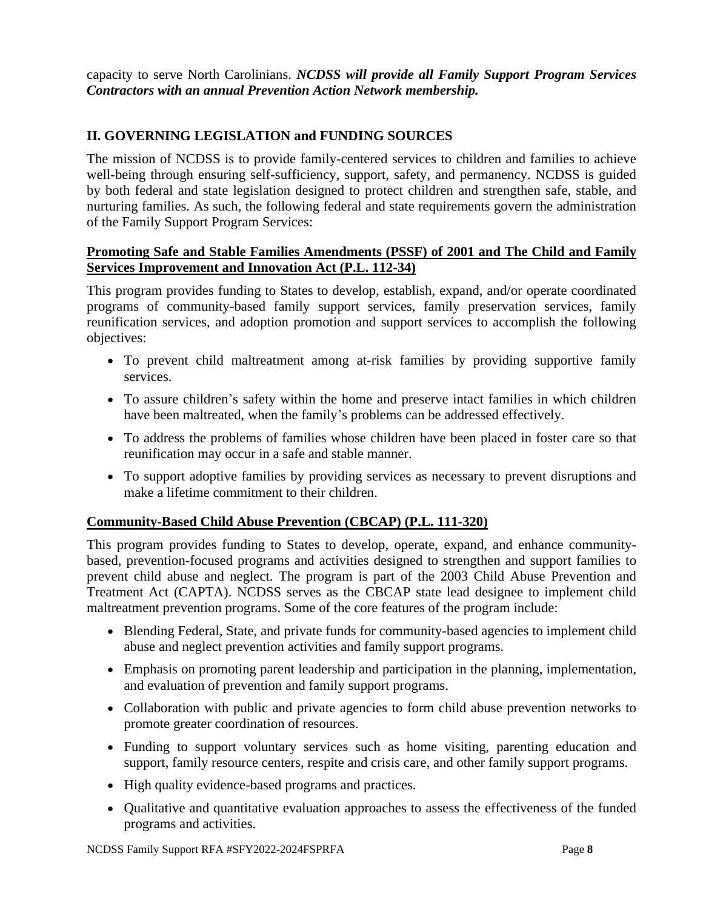capacity to serve North Carolinians. ***NCDSS will provide all Family Support Program Services Contractors with an annual Prevention Action Network membership.***

## II. GOVERNING LEGISLATION and FUNDING SOURCES

The mission of NCDSS is to provide family-centered services to children and families to achieve well-being through ensuring self-sufficiency, support, safety, and permanency. NCDSS is guided by both federal and state legislation designed to protect children and strengthen safe, stable, and nurturing families. As such, the following federal and state requirements govern the administration of the Family Support Program Services:

### Promoting Safe and Stable Families Amendments (PSSF) of 2001 and The Child and Family Services Improvement and Innovation Act (P.L. 112-34)

This program provides funding to States to develop, establish, expand, and/or operate coordinated programs of community-based family support services, family preservation services, family reunification services, and adoption promotion and support services to accomplish the following objectives:

- To prevent child maltreatment among at-risk families by providing supportive family services.
- To assure children's safety within the home and preserve intact families in which children have been maltreated, when the family's problems can be addressed effectively.
- To address the problems of families whose children have been placed in foster care so that reunification may occur in a safe and stable manner.
- To support adoptive families by providing services as necessary to prevent disruptions and make a lifetime commitment to their children.

### Community-Based Child Abuse Prevention (CBCAP) (P.L. 111-320)

This program provides funding to States to develop, operate, expand, and enhance community-based, prevention-focused programs and activities designed to strengthen and support families to prevent child abuse and neglect. The program is part of the 2003 Child Abuse Prevention and Treatment Act (CAPTA). NCDSS serves as the CBCAP state lead designee to implement child maltreatment prevention programs. Some of the core features of the program include:

- Blending Federal, State, and private funds for community-based agencies to implement child abuse and neglect prevention activities and family support programs.
- Emphasis on promoting parent leadership and participation in the planning, implementation, and evaluation of prevention and family support programs.
- Collaboration with public and private agencies to form child abuse prevention networks to promote greater coordination of resources.
- Funding to support voluntary services such as home visiting, parenting education and support, family resource centers, respite and crisis care, and other family support programs.
- High quality evidence-based programs and practices.
- Qualitative and quantitative evaluation approaches to assess the effectiveness of the funded programs and activities.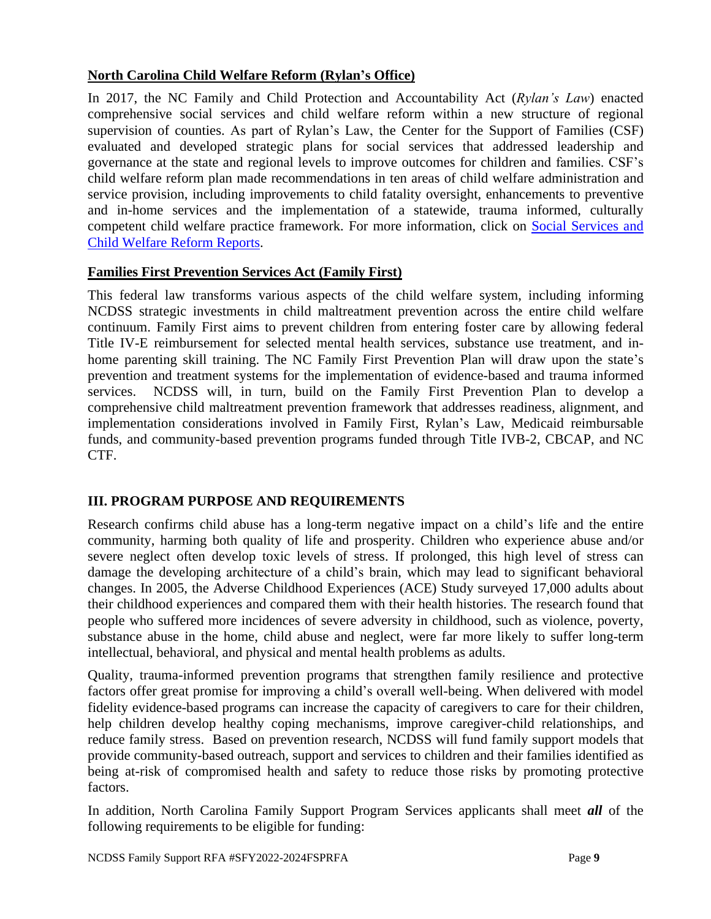**North Carolina Child Welfare Reform (Rylan's Office)**

In 2017, the NC Family and Child Protection and Accountability Act (*Rylan's Law*) enacted comprehensive social services and child welfare reform within a new structure of regional supervision of counties. As part of Rylan's Law, the Center for the Support of Families (CSF) evaluated and developed strategic plans for social services that addressed leadership and governance at the state and regional levels to improve outcomes for children and families. CSF's child welfare reform plan made recommendations in ten areas of child welfare administration and service provision, including improvements to child fatality oversight, enhancements to preventive and in-home services and the implementation of a statewide, trauma informed, culturally competent child welfare practice framework. For more information, click on [Social Services and Child Welfare Reform Reports](#).

**Families First Prevention Services Act (Family First)**

This federal law transforms various aspects of the child welfare system, including informing NCDSS strategic investments in child maltreatment prevention across the entire child welfare continuum. Family First aims to prevent children from entering foster care by allowing federal Title IV-E reimbursement for selected mental health services, substance use treatment, and in-home parenting skill training. The NC Family First Prevention Plan will draw upon the state's prevention and treatment systems for the implementation of evidence-based and trauma informed services. NCDSS will, in turn, build on the Family First Prevention Plan to develop a comprehensive child maltreatment prevention framework that addresses readiness, alignment, and implementation considerations involved in Family First, Rylan's Law, Medicaid reimbursable funds, and community-based prevention programs funded through Title IVB-2, CBCAP, and NC CTF.

## III. PROGRAM PURPOSE AND REQUIREMENTS

Research confirms child abuse has a long-term negative impact on a child's life and the entire community, harming both quality of life and prosperity. Children who experience abuse and/or severe neglect often develop toxic levels of stress. If prolonged, this high level of stress can damage the developing architecture of a child's brain, which may lead to significant behavioral changes. In 2005, the Adverse Childhood Experiences (ACE) Study surveyed 17,000 adults about their childhood experiences and compared them with their health histories. The research found that people who suffered more incidences of severe adversity in childhood, such as violence, poverty, substance abuse in the home, child abuse and neglect, were far more likely to suffer long-term intellectual, behavioral, and physical and mental health problems as adults.

Quality, trauma-informed prevention programs that strengthen family resilience and protective factors offer great promise for improving a child's overall well-being. When delivered with model fidelity evidence-based programs can increase the capacity of caregivers to care for their children, help children develop healthy coping mechanisms, improve caregiver-child relationships, and reduce family stress. Based on prevention research, NCDSS will fund family support models that provide community-based outreach, support and services to children and their families identified as being at-risk of compromised health and safety to reduce those risks by promoting protective factors.

In addition, North Carolina Family Support Program Services applicants shall meet ***all*** of the following requirements to be eligible for funding: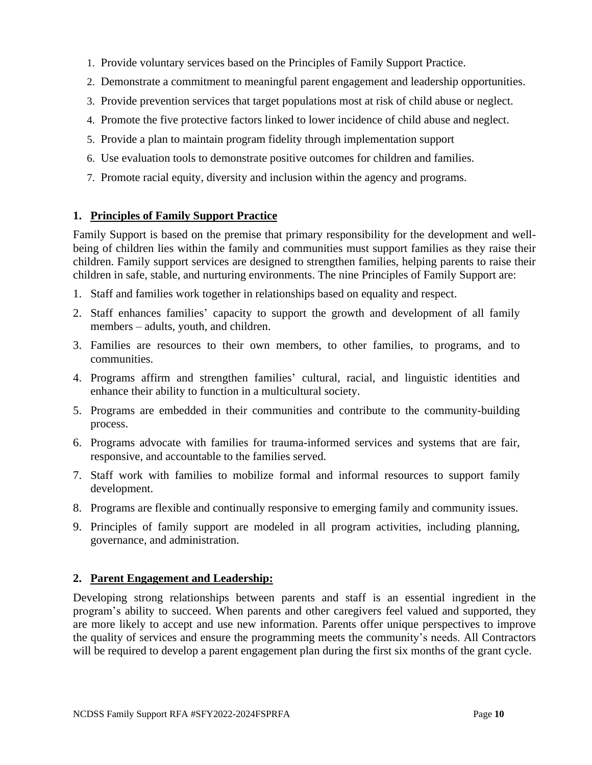1. Provide voluntary services based on the Principles of Family Support Practice.
2. Demonstrate a commitment to meaningful parent engagement and leadership opportunities.
3. Provide prevention services that target populations most at risk of child abuse or neglect.
4. Promote the five protective factors linked to lower incidence of child abuse and neglect.
5. Provide a plan to maintain program fidelity through implementation support
6. Use evaluation tools to demonstrate positive outcomes for children and families.
7. Promote racial equity, diversity and inclusion within the agency and programs.

## 1. Principles of Family Support Practice

Family Support is based on the premise that primary responsibility for the development and well-being of children lies within the family and communities must support families as they raise their children. Family support services are designed to strengthen families, helping parents to raise their children in safe, stable, and nurturing environments. The nine Principles of Family Support are:

1. Staff and families work together in relationships based on equality and respect.
2. Staff enhances families' capacity to support the growth and development of all family members – adults, youth, and children.
3. Families are resources to their own members, to other families, to programs, and to communities.
4. Programs affirm and strengthen families' cultural, racial, and linguistic identities and enhance their ability to function in a multicultural society.
5. Programs are embedded in their communities and contribute to the community-building process.
6. Programs advocate with families for trauma-informed services and systems that are fair, responsive, and accountable to the families served.
7. Staff work with families to mobilize formal and informal resources to support family development.
8. Programs are flexible and continually responsive to emerging family and community issues.
9. Principles of family support are modeled in all program activities, including planning, governance, and administration.

## 2. Parent Engagement and Leadership:

Developing strong relationships between parents and staff is an essential ingredient in the program's ability to succeed. When parents and other caregivers feel valued and supported, they are more likely to accept and use new information. Parents offer unique perspectives to improve the quality of services and ensure the programming meets the community's needs. All Contractors will be required to develop a parent engagement plan during the first six months of the grant cycle.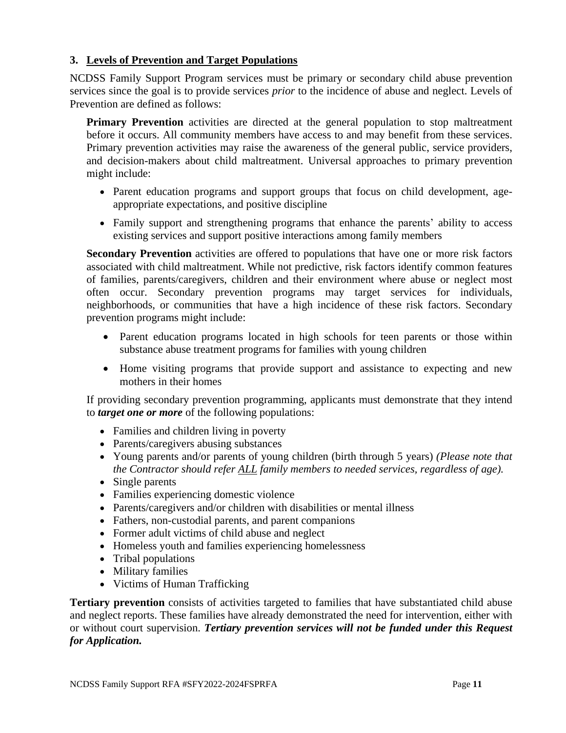### 3. Levels of Prevention and Target Populations

NCDSS Family Support Program services must be primary or secondary child abuse prevention services since the goal is to provide services *prior* to the incidence of abuse and neglect. Levels of Prevention are defined as follows:

**Primary Prevention** activities are directed at the general population to stop maltreatment before it occurs. All community members have access to and may benefit from these services. Primary prevention activities may raise the awareness of the general public, service providers, and decision-makers about child maltreatment. Universal approaches to primary prevention might include:

- Parent education programs and support groups that focus on child development, age-appropriate expectations, and positive discipline
- Family support and strengthening programs that enhance the parents' ability to access existing services and support positive interactions among family members

**Secondary Prevention** activities are offered to populations that have one or more risk factors associated with child maltreatment. While not predictive, risk factors identify common features of families, parents/caregivers, children and their environment where abuse or neglect most often occur. Secondary prevention programs may target services for individuals, neighborhoods, or communities that have a high incidence of these risk factors. Secondary prevention programs might include:

- Parent education programs located in high schools for teen parents or those within substance abuse treatment programs for families with young children
- Home visiting programs that provide support and assistance to expecting and new mothers in their homes

If providing secondary prevention programming, applicants must demonstrate that they intend to ***target one or more*** of the following populations:

- Families and children living in poverty
- Parents/caregivers abusing substances
- Young parents and/or parents of young children (birth through 5 years) *(Please note that the Contractor should refer ALL family members to needed services, regardless of age).*
- Single parents
- Families experiencing domestic violence
- Parents/caregivers and/or children with disabilities or mental illness
- Fathers, non-custodial parents, and parent companions
- Former adult victims of child abuse and neglect
- Homeless youth and families experiencing homelessness
- Tribal populations
- Military families
- Victims of Human Trafficking

**Tertiary prevention** consists of activities targeted to families that have substantiated child abuse and neglect reports. These families have already demonstrated the need for intervention, either with or without court supervision. ***Tertiary prevention services will not be funded under this Request for Application.***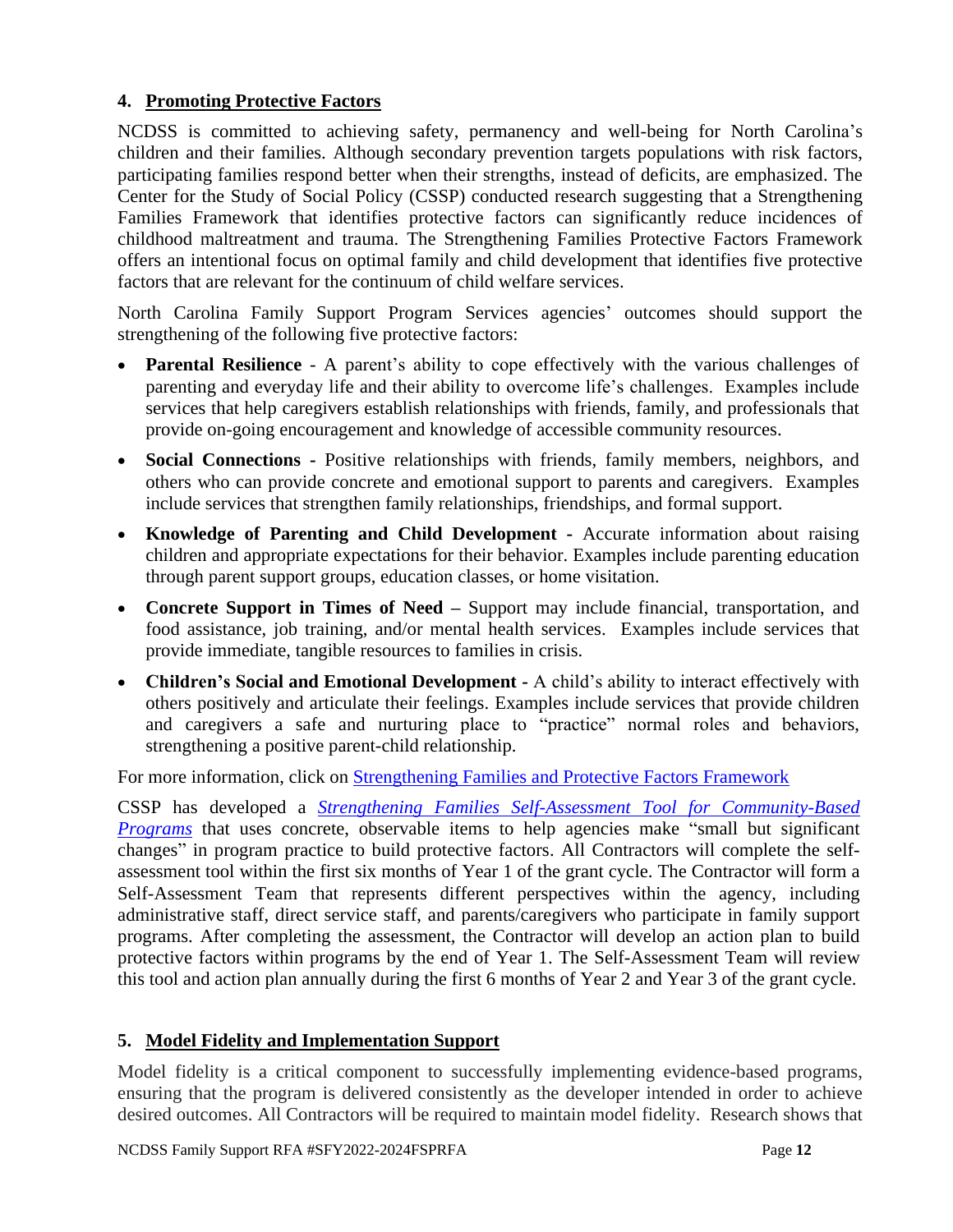## 4. Promoting Protective Factors

NCDSS is committed to achieving safety, permanency and well-being for North Carolina's children and their families. Although secondary prevention targets populations with risk factors, participating families respond better when their strengths, instead of deficits, are emphasized. The Center for the Study of Social Policy (CSSP) conducted research suggesting that a Strengthening Families Framework that identifies protective factors can significantly reduce incidences of childhood maltreatment and trauma. The Strengthening Families Protective Factors Framework offers an intentional focus on optimal family and child development that identifies five protective factors that are relevant for the continuum of child welfare services.

North Carolina Family Support Program Services agencies' outcomes should support the strengthening of the following five protective factors:

- **Parental Resilience** - A parent's ability to cope effectively with the various challenges of parenting and everyday life and their ability to overcome life's challenges. Examples include services that help caregivers establish relationships with friends, family, and professionals that provide on-going encouragement and knowledge of accessible community resources.
- **Social Connections** - Positive relationships with friends, family members, neighbors, and others who can provide concrete and emotional support to parents and caregivers. Examples include services that strengthen family relationships, friendships, and formal support.
- **Knowledge of Parenting and Child Development** - Accurate information about raising children and appropriate expectations for their behavior. Examples include parenting education through parent support groups, education classes, or home visitation.
- **Concrete Support in Times of Need** – Support may include financial, transportation, and food assistance, job training, and/or mental health services. Examples include services that provide immediate, tangible resources to families in crisis.
- **Children's Social and Emotional Development** - A child's ability to interact effectively with others positively and articulate their feelings. Examples include services that provide children and caregivers a safe and nurturing place to "practice" normal roles and behaviors, strengthening a positive parent-child relationship.

For more information, click on Strengthening Families and Protective Factors Framework

CSSP has developed a *Strengthening Families Self-Assessment Tool for Community-Based Programs* that uses concrete, observable items to help agencies make "small but significant changes" in program practice to build protective factors. All Contractors will complete the self-assessment tool within the first six months of Year 1 of the grant cycle. The Contractor will form a Self-Assessment Team that represents different perspectives within the agency, including administrative staff, direct service staff, and parents/caregivers who participate in family support programs. After completing the assessment, the Contractor will develop an action plan to build protective factors within programs by the end of Year 1. The Self-Assessment Team will review this tool and action plan annually during the first 6 months of Year 2 and Year 3 of the grant cycle.

## 5. Model Fidelity and Implementation Support

Model fidelity is a critical component to successfully implementing evidence-based programs, ensuring that the program is delivered consistently as the developer intended in order to achieve desired outcomes. All Contractors will be required to maintain model fidelity. Research shows that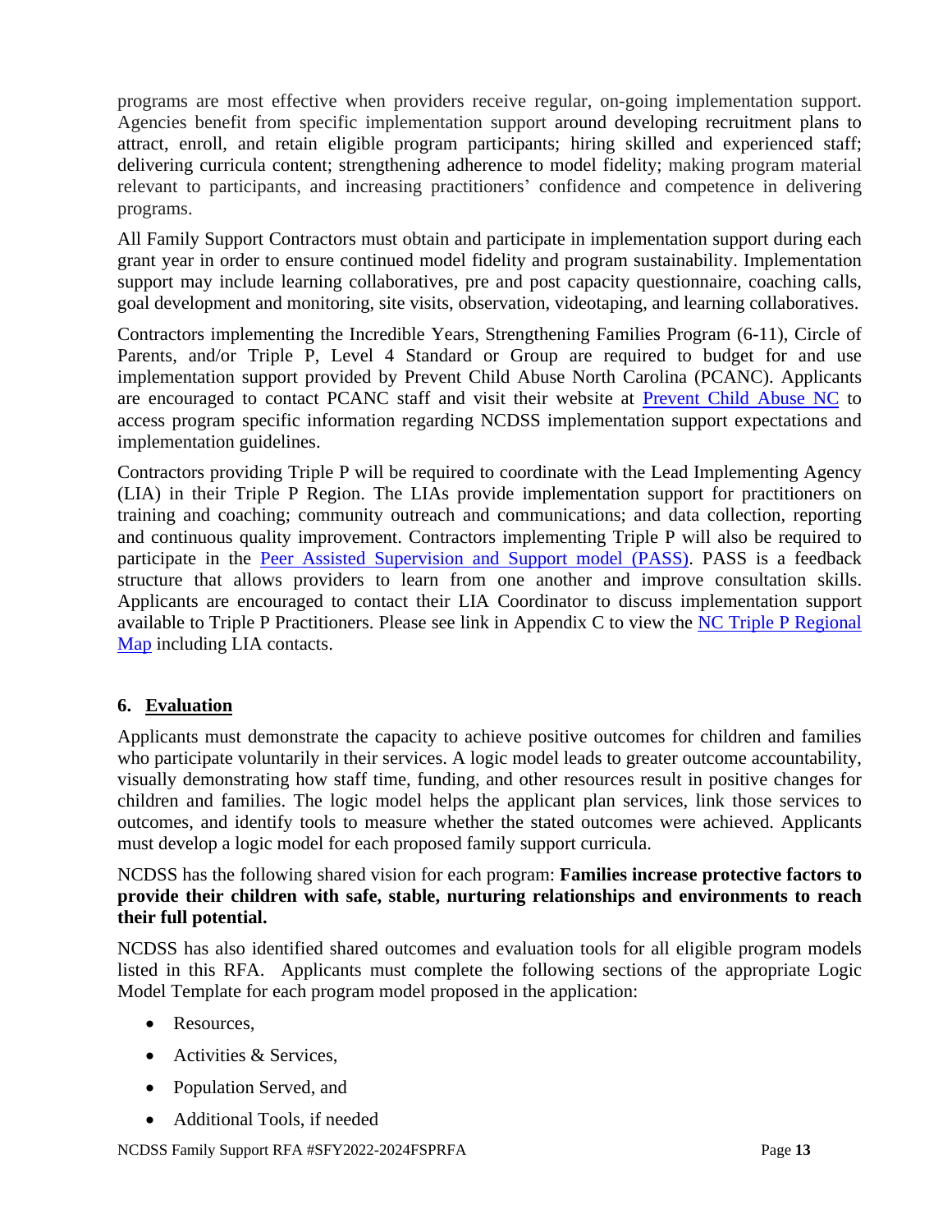programs are most effective when providers receive regular, on-going implementation support. Agencies benefit from specific implementation support around developing recruitment plans to attract, enroll, and retain eligible program participants; hiring skilled and experienced staff; delivering curricula content; strengthening adherence to model fidelity; making program material relevant to participants, and increasing practitioners' confidence and competence in delivering programs.

All Family Support Contractors must obtain and participate in implementation support during each grant year in order to ensure continued model fidelity and program sustainability. Implementation support may include learning collaboratives, pre and post capacity questionnaire, coaching calls, goal development and monitoring, site visits, observation, videotaping, and learning collaboratives.

Contractors implementing the Incredible Years, Strengthening Families Program (6-11), Circle of Parents, and/or Triple P, Level 4 Standard or Group are required to budget for and use implementation support provided by Prevent Child Abuse North Carolina (PCANC). Applicants are encouraged to contact PCANC staff and visit their website at Prevent Child Abuse NC to access program specific information regarding NCDSS implementation support expectations and implementation guidelines.

Contractors providing Triple P will be required to coordinate with the Lead Implementing Agency (LIA) in their Triple P Region. The LIAs provide implementation support for practitioners on training and coaching; community outreach and communications; and data collection, reporting and continuous quality improvement. Contractors implementing Triple P will also be required to participate in the Peer Assisted Supervision and Support model (PASS). PASS is a feedback structure that allows providers to learn from one another and improve consultation skills. Applicants are encouraged to contact their LIA Coordinator to discuss implementation support available to Triple P Practitioners. Please see link in Appendix C to view the NC Triple P Regional Map including LIA contacts.

## 6. Evaluation

Applicants must demonstrate the capacity to achieve positive outcomes for children and families who participate voluntarily in their services. A logic model leads to greater outcome accountability, visually demonstrating how staff time, funding, and other resources result in positive changes for children and families. The logic model helps the applicant plan services, link those services to outcomes, and identify tools to measure whether the stated outcomes were achieved. Applicants must develop a logic model for each proposed family support curricula.

NCDSS has the following shared vision for each program: **Families increase protective factors to provide their children with safe, stable, nurturing relationships and environments to reach their full potential.**

NCDSS has also identified shared outcomes and evaluation tools for all eligible program models listed in this RFA. Applicants must complete the following sections of the appropriate Logic Model Template for each program model proposed in the application:

- Resources,
- Activities & Services,
- Population Served, and
- Additional Tools, if needed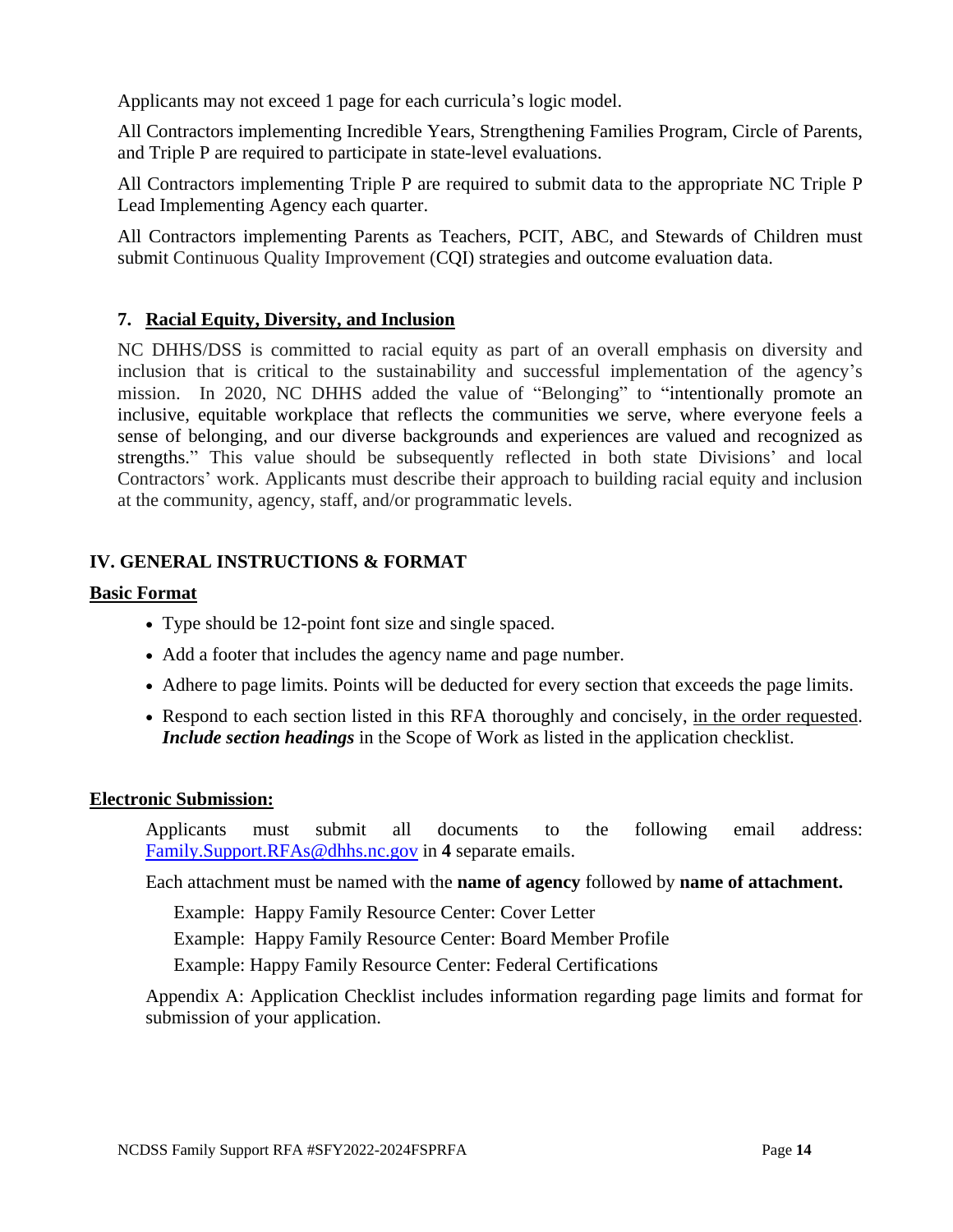Applicants may not exceed 1 page for each curricula's logic model.

All Contractors implementing Incredible Years, Strengthening Families Program, Circle of Parents, and Triple P are required to participate in state-level evaluations.

All Contractors implementing Triple P are required to submit data to the appropriate NC Triple P Lead Implementing Agency each quarter.

All Contractors implementing Parents as Teachers, PCIT, ABC, and Stewards of Children must submit Continuous Quality Improvement (CQI) strategies and outcome evaluation data.

### 7. Racial Equity, Diversity, and Inclusion

NC DHHS/DSS is committed to racial equity as part of an overall emphasis on diversity and inclusion that is critical to the sustainability and successful implementation of the agency's mission. In 2020, NC DHHS added the value of "Belonging" to "intentionally promote an inclusive, equitable workplace that reflects the communities we serve, where everyone feels a sense of belonging, and our diverse backgrounds and experiences are valued and recognized as strengths." This value should be subsequently reflected in both state Divisions' and local Contractors' work. Applicants must describe their approach to building racial equity and inclusion at the community, agency, staff, and/or programmatic levels.

## IV. GENERAL INSTRUCTIONS & FORMAT

### Basic Format

- Type should be 12-point font size and single spaced.
- Add a footer that includes the agency name and page number.
- Adhere to page limits. Points will be deducted for every section that exceeds the page limits.
- Respond to each section listed in this RFA thoroughly and concisely, in the order requested. ***Include section headings*** in the Scope of Work as listed in the application checklist.

### Electronic Submission:

Applicants must submit all documents to the following email address: Family.Support.RFAs@dhhs.nc.gov in **4** separate emails.

Each attachment must be named with the **name of agency** followed by **name of attachment.**

Example: Happy Family Resource Center: Cover Letter

Example: Happy Family Resource Center: Board Member Profile

Example: Happy Family Resource Center: Federal Certifications

Appendix A: Application Checklist includes information regarding page limits and format for submission of your application.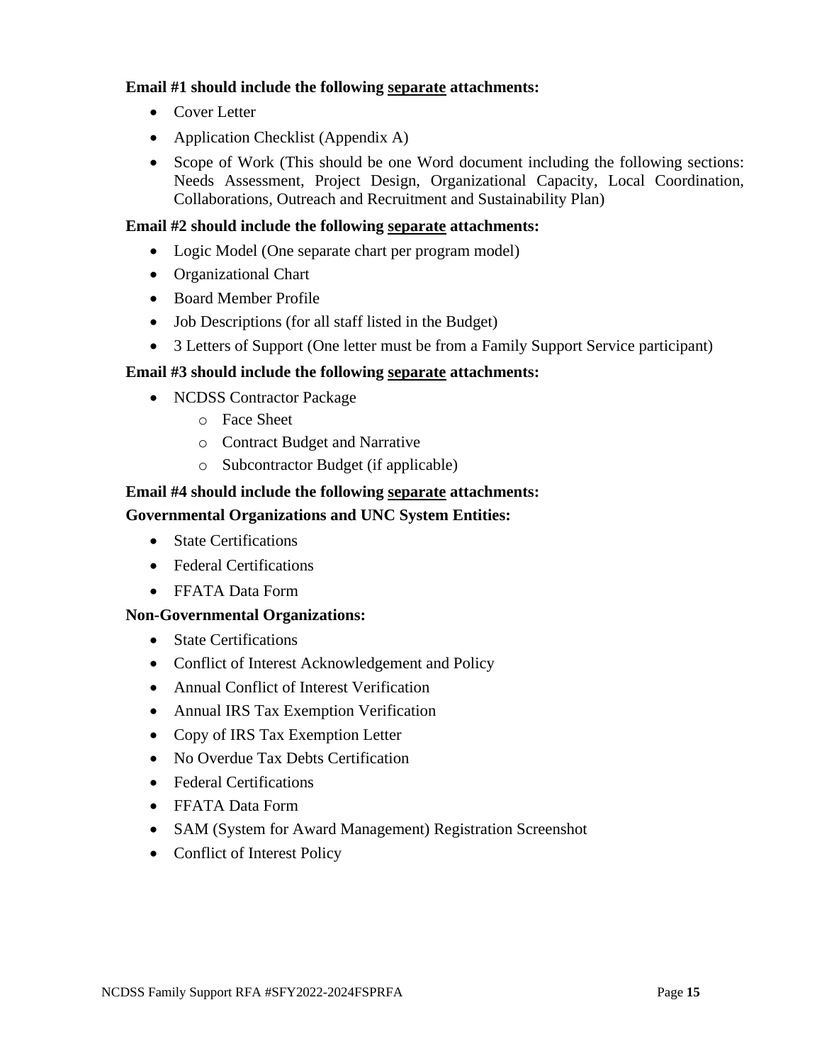**Email #1 should include the following <u>separate</u> attachments:**

- Cover Letter
- Application Checklist (Appendix A)
- Scope of Work (This should be one Word document including the following sections: Needs Assessment, Project Design, Organizational Capacity, Local Coordination, Collaborations, Outreach and Recruitment and Sustainability Plan)

**Email #2 should include the following <u>separate</u> attachments:**

- Logic Model (One separate chart per program model)
- Organizational Chart
- Board Member Profile
- Job Descriptions (for all staff listed in the Budget)
- 3 Letters of Support (One letter must be from a Family Support Service participant)

**Email #3 should include the following <u>separate</u> attachments:**

- NCDSS Contractor Package
  - Face Sheet
  - Contract Budget and Narrative
  - Subcontractor Budget (if applicable)

**Email #4 should include the following <u>separate</u> attachments:**

**Governmental Organizations and UNC System Entities:**

- State Certifications
- Federal Certifications
- FFATA Data Form

**Non-Governmental Organizations:**

- State Certifications
- Conflict of Interest Acknowledgement and Policy
- Annual Conflict of Interest Verification
- Annual IRS Tax Exemption Verification
- Copy of IRS Tax Exemption Letter
- No Overdue Tax Debts Certification
- Federal Certifications
- FFATA Data Form
- SAM (System for Award Management) Registration Screenshot
- Conflict of Interest Policy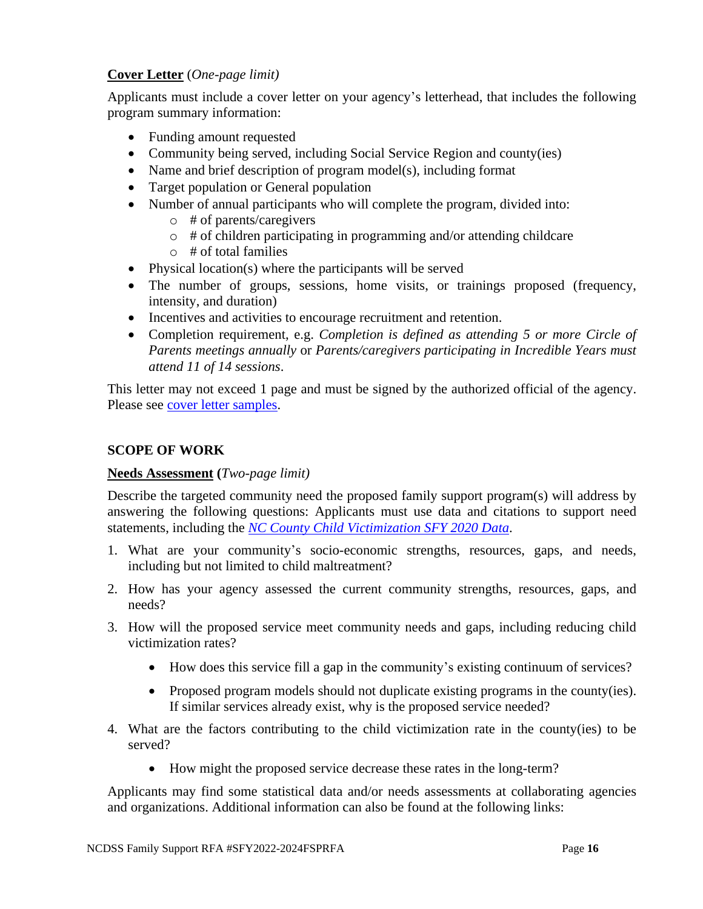**<u>Cover Letter</u>** (*One-page limit)*

Applicants must include a cover letter on your agency's letterhead, that includes the following program summary information:

- Funding amount requested
- Community being served, including Social Service Region and county(ies)
- Name and brief description of program model(s), including format
- Target population or General population
- Number of annual participants who will complete the program, divided into:
  - # of parents/caregivers
  - # of children participating in programming and/or attending childcare
  - # of total families
- Physical location(s) where the participants will be served
- The number of groups, sessions, home visits, or trainings proposed (frequency, intensity, and duration)
- Incentives and activities to encourage recruitment and retention.
- Completion requirement, e.g. *Completion is defined as attending 5 or more Circle of Parents meetings annually* or *Parents/caregivers participating in Incredible Years must attend 11 of 14 sessions*.

This letter may not exceed 1 page and must be signed by the authorized official of the agency. Please see [cover letter samples](cover letter samples).

## SCOPE OF WORK

**<u>Needs Assessment</u> (***Two-page limit)*

Describe the targeted community need the proposed family support program(s) will address by answering the following questions: Applicants must use data and citations to support need statements, including the *[NC County Child Victimization SFY 2020 Data](NC County Child Victimization SFY 2020 Data)*.

1. What are your community's socio-economic strengths, resources, gaps, and needs, including but not limited to child maltreatment?
2. How has your agency assessed the current community strengths, resources, gaps, and needs?
3. How will the proposed service meet community needs and gaps, including reducing child victimization rates?
   - How does this service fill a gap in the community's existing continuum of services?
   - Proposed program models should not duplicate existing programs in the county(ies). If similar services already exist, why is the proposed service needed?
4. What are the factors contributing to the child victimization rate in the county(ies) to be served?
   - How might the proposed service decrease these rates in the long-term?

Applicants may find some statistical data and/or needs assessments at collaborating agencies and organizations. Additional information can also be found at the following links: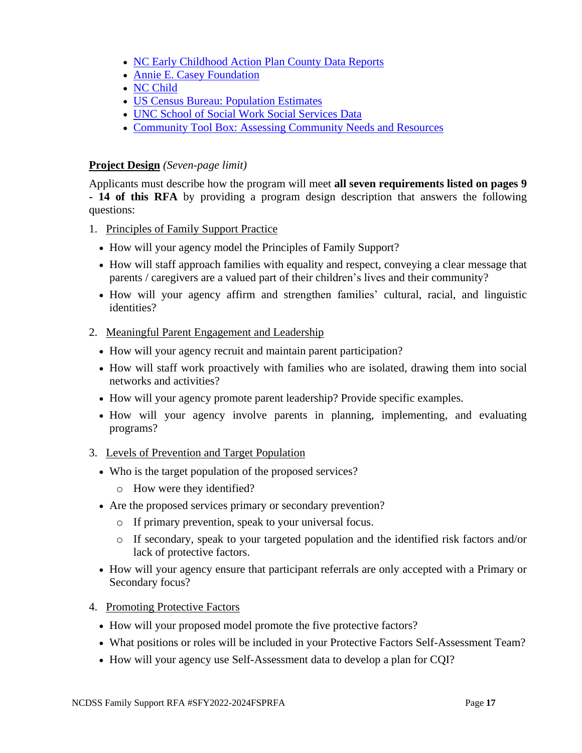- NC Early Childhood Action Plan County Data Reports
- Annie E. Casey Foundation
- NC Child
- US Census Bureau: Population Estimates
- UNC School of Social Work Social Services Data
- Community Tool Box: Assessing Community Needs and Resources

**Project Design** *(Seven-page limit)*

Applicants must describe how the program will meet **all seven requirements listed on pages 9 - 14 of this RFA** by providing a program design description that answers the following questions:

1. Principles of Family Support Practice
   - How will your agency model the Principles of Family Support?
   - How will staff approach families with equality and respect, conveying a clear message that parents / caregivers are a valued part of their children's lives and their community?
   - How will your agency affirm and strengthen families' cultural, racial, and linguistic identities?

2. Meaningful Parent Engagement and Leadership
   - How will your agency recruit and maintain parent participation?
   - How will staff work proactively with families who are isolated, drawing them into social networks and activities?
   - How will your agency promote parent leadership? Provide specific examples.
   - How will your agency involve parents in planning, implementing, and evaluating programs?

3. Levels of Prevention and Target Population
   - Who is the target population of the proposed services?
     - How were they identified?
   - Are the proposed services primary or secondary prevention?
     - If primary prevention, speak to your universal focus.
     - If secondary, speak to your targeted population and the identified risk factors and/or lack of protective factors.
   - How will your agency ensure that participant referrals are only accepted with a Primary or Secondary focus?

4. Promoting Protective Factors
   - How will your proposed model promote the five protective factors?
   - What positions or roles will be included in your Protective Factors Self-Assessment Team?
   - How will your agency use Self-Assessment data to develop a plan for CQI?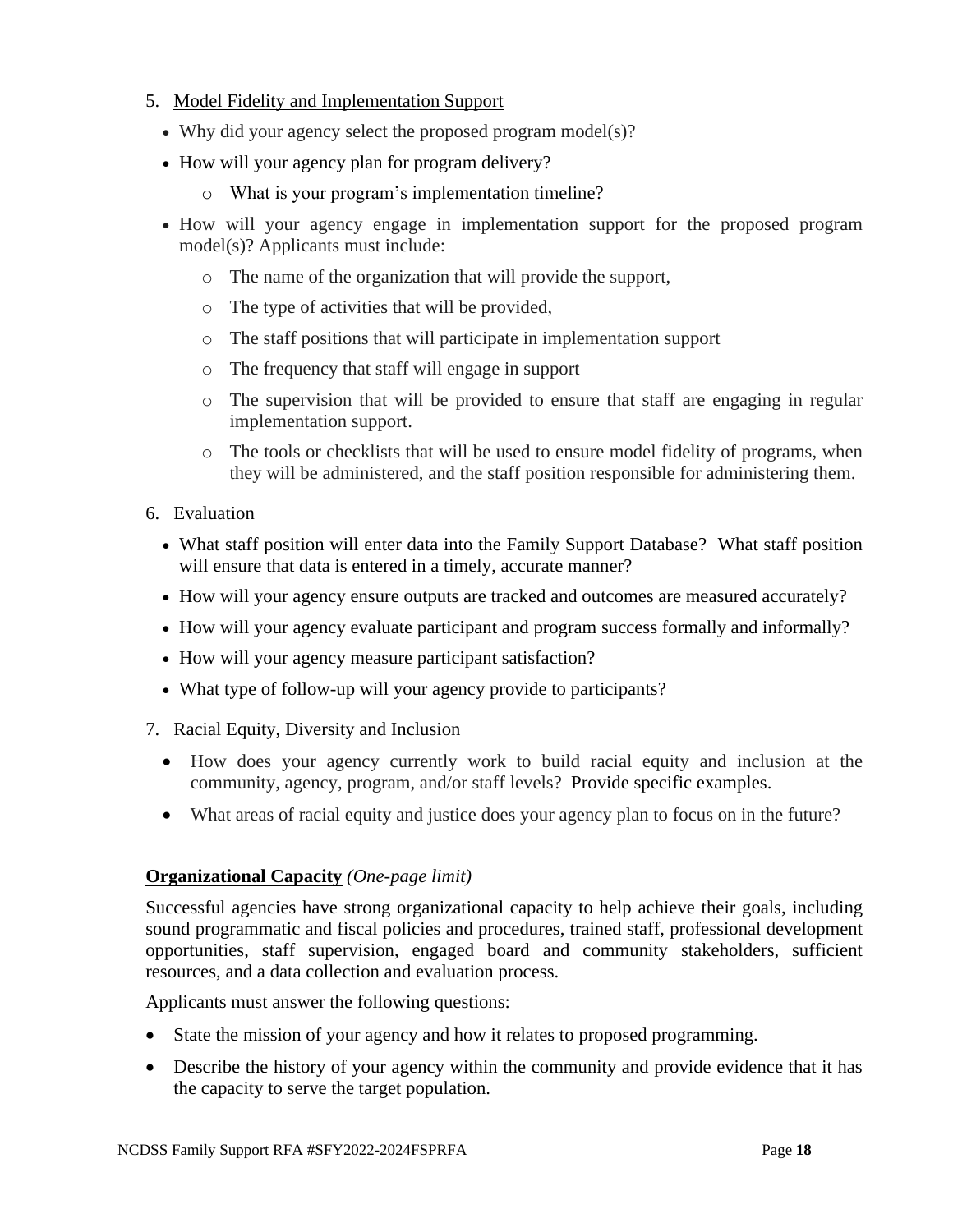5. <u>Model Fidelity and Implementation Support</u>
   - Why did your agency select the proposed program model(s)?
   - How will your agency plan for program delivery?
     - What is your program's implementation timeline?
   - How will your agency engage in implementation support for the proposed program model(s)? Applicants must include:
     - The name of the organization that will provide the support,
     - The type of activities that will be provided,
     - The staff positions that will participate in implementation support
     - The frequency that staff will engage in support
     - The supervision that will be provided to ensure that staff are engaging in regular implementation support.
     - The tools or checklists that will be used to ensure model fidelity of programs, when they will be administered, and the staff position responsible for administering them.

6. <u>Evaluation</u>
   - What staff position will enter data into the Family Support Database? What staff position will ensure that data is entered in a timely, accurate manner?
   - How will your agency ensure outputs are tracked and outcomes are measured accurately?
   - How will your agency evaluate participant and program success formally and informally?
   - How will your agency measure participant satisfaction?
   - What type of follow-up will your agency provide to participants?

7. <u>Racial Equity, Diversity and Inclusion</u>
   - How does your agency currently work to build racial equity and inclusion at the community, agency, program, and/or staff levels? Provide specific examples.
   - What areas of racial equity and justice does your agency plan to focus on in the future?

**<u>Organizational Capacity</u>** *(One-page limit)*

Successful agencies have strong organizational capacity to help achieve their goals, including sound programmatic and fiscal policies and procedures, trained staff, professional development opportunities, staff supervision, engaged board and community stakeholders, sufficient resources, and a data collection and evaluation process.

Applicants must answer the following questions:

- State the mission of your agency and how it relates to proposed programming.
- Describe the history of your agency within the community and provide evidence that it has the capacity to serve the target population.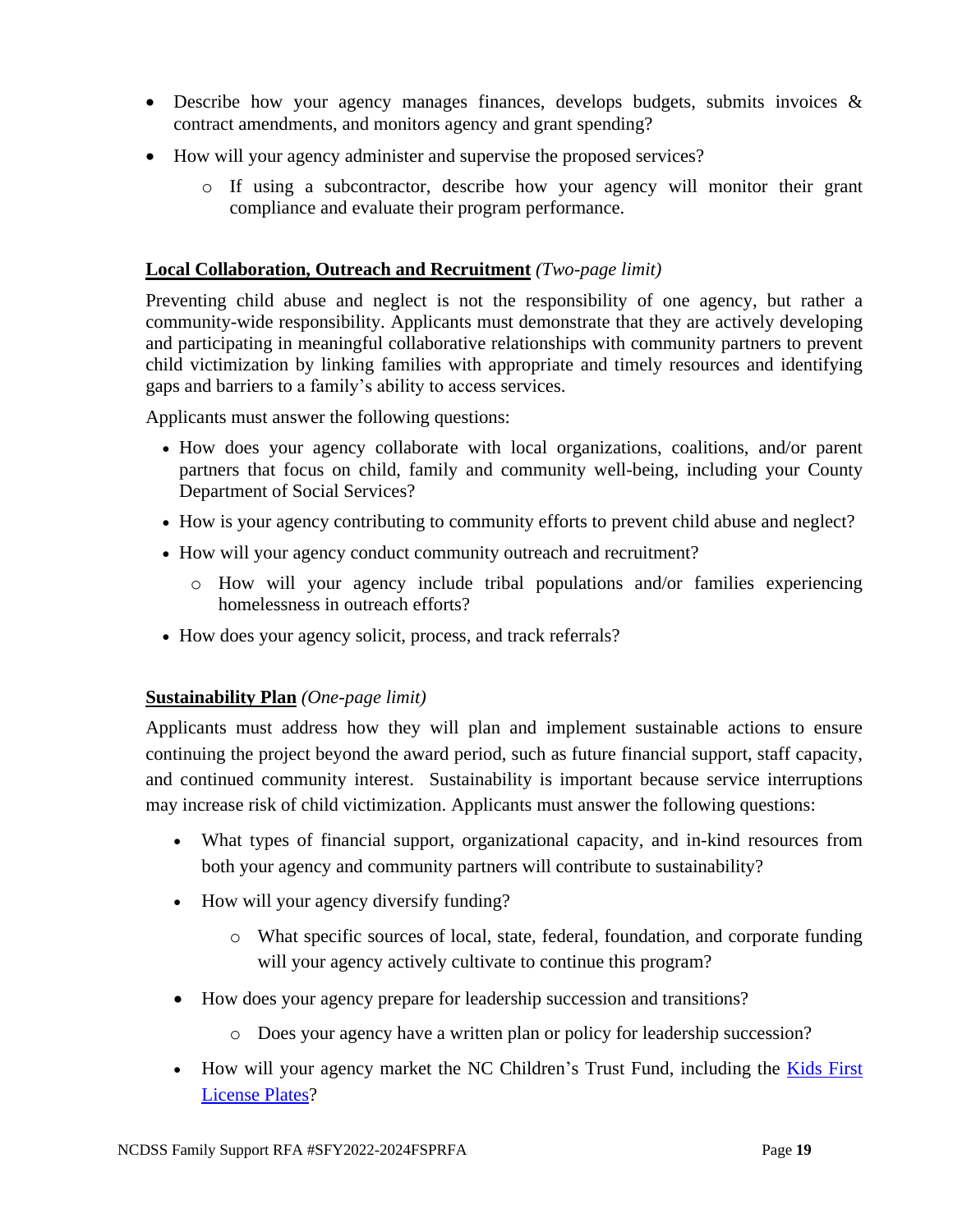- Describe how your agency manages finances, develops budgets, submits invoices & contract amendments, and monitors agency and grant spending?
- How will your agency administer and supervise the proposed services?
  - If using a subcontractor, describe how your agency will monitor their grant compliance and evaluate their program performance.

**Local Collaboration, Outreach and Recruitment** *(Two-page limit)*

Preventing child abuse and neglect is not the responsibility of one agency, but rather a community-wide responsibility. Applicants must demonstrate that they are actively developing and participating in meaningful collaborative relationships with community partners to prevent child victimization by linking families with appropriate and timely resources and identifying gaps and barriers to a family's ability to access services.

Applicants must answer the following questions:

- How does your agency collaborate with local organizations, coalitions, and/or parent partners that focus on child, family and community well-being, including your County Department of Social Services?
- How is your agency contributing to community efforts to prevent child abuse and neglect?
- How will your agency conduct community outreach and recruitment?
  - How will your agency include tribal populations and/or families experiencing homelessness in outreach efforts?
- How does your agency solicit, process, and track referrals?

**Sustainability Plan** *(One-page limit)*

Applicants must address how they will plan and implement sustainable actions to ensure continuing the project beyond the award period, such as future financial support, staff capacity, and continued community interest. Sustainability is important because service interruptions may increase risk of child victimization. Applicants must answer the following questions:

- What types of financial support, organizational capacity, and in-kind resources from both your agency and community partners will contribute to sustainability?
- How will your agency diversify funding?
  - What specific sources of local, state, federal, foundation, and corporate funding will your agency actively cultivate to continue this program?
- How does your agency prepare for leadership succession and transitions?
  - Does your agency have a written plan or policy for leadership succession?
- How will your agency market the NC Children's Trust Fund, including the Kids First License Plates?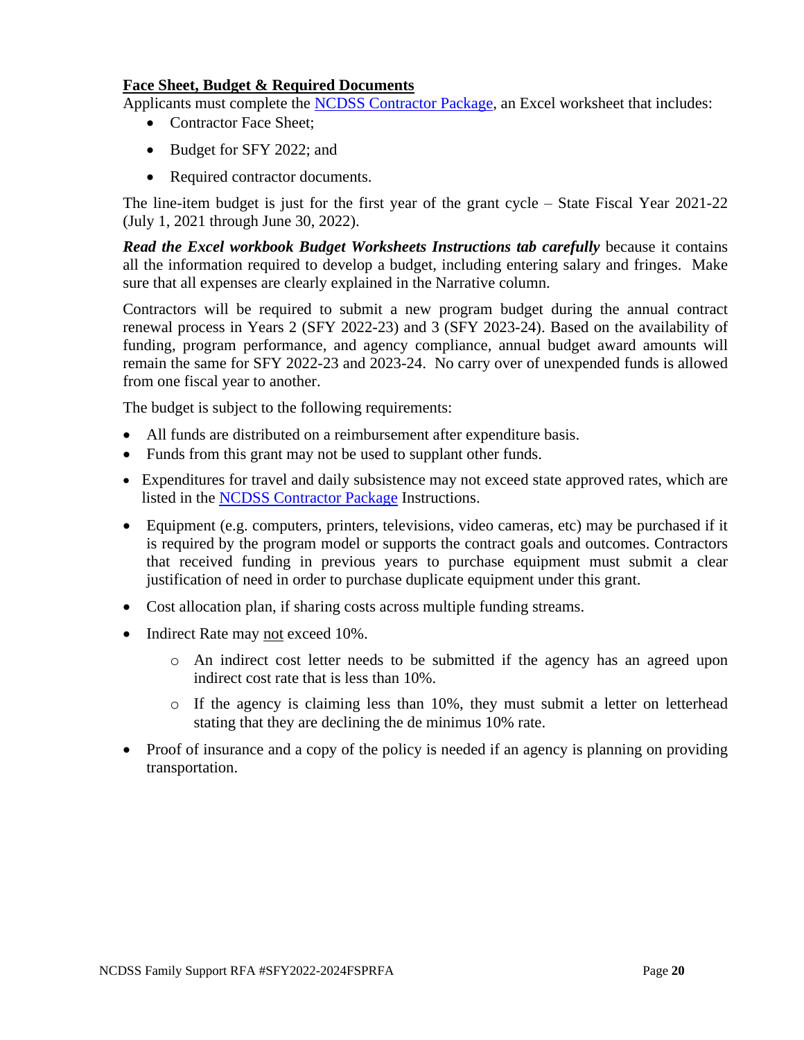**Face Sheet, Budget & Required Documents**

Applicants must complete the NCDSS Contractor Package, an Excel worksheet that includes:

- Contractor Face Sheet;
- Budget for SFY 2022; and
- Required contractor documents.

The line-item budget is just for the first year of the grant cycle – State Fiscal Year 2021-22 (July 1, 2021 through June 30, 2022).

***Read the Excel workbook Budget Worksheets Instructions tab carefully*** because it contains all the information required to develop a budget, including entering salary and fringes. Make sure that all expenses are clearly explained in the Narrative column.

Contractors will be required to submit a new program budget during the annual contract renewal process in Years 2 (SFY 2022-23) and 3 (SFY 2023-24). Based on the availability of funding, program performance, and agency compliance, annual budget award amounts will remain the same for SFY 2022-23 and 2023-24. No carry over of unexpended funds is allowed from one fiscal year to another.

The budget is subject to the following requirements:

- All funds are distributed on a reimbursement after expenditure basis.
- Funds from this grant may not be used to supplant other funds.
- Expenditures for travel and daily subsistence may not exceed state approved rates, which are listed in the NCDSS Contractor Package Instructions.
- Equipment (e.g. computers, printers, televisions, video cameras, etc) may be purchased if it is required by the program model or supports the contract goals and outcomes. Contractors that received funding in previous years to purchase equipment must submit a clear justification of need in order to purchase duplicate equipment under this grant.
- Cost allocation plan, if sharing costs across multiple funding streams.
- Indirect Rate may not exceed 10%.
    - An indirect cost letter needs to be submitted if the agency has an agreed upon indirect cost rate that is less than 10%.
    - If the agency is claiming less than 10%, they must submit a letter on letterhead stating that they are declining the de minimus 10% rate.
- Proof of insurance and a copy of the policy is needed if an agency is planning on providing transportation.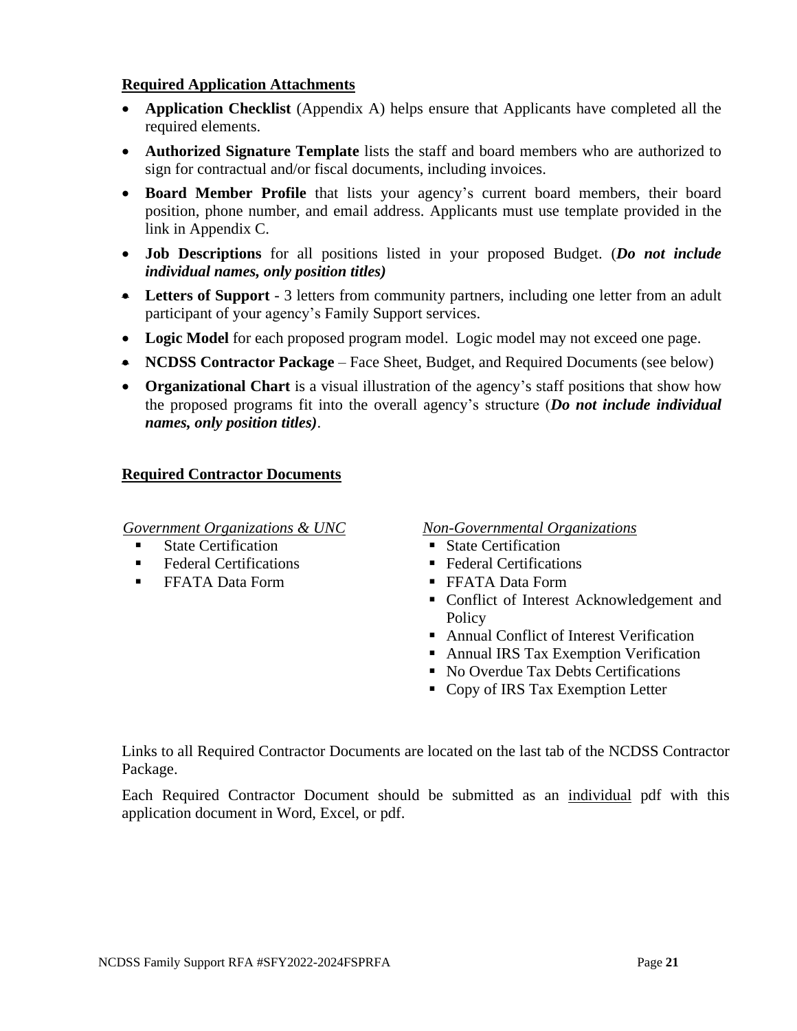**Required Application Attachments**

- **Application Checklist** (Appendix A) helps ensure that Applicants have completed all the required elements.
- **Authorized Signature Template** lists the staff and board members who are authorized to sign for contractual and/or fiscal documents, including invoices.
- **Board Member Profile** that lists your agency's current board members, their board position, phone number, and email address. Applicants must use template provided in the link in Appendix C.
- **Job Descriptions** for all positions listed in your proposed Budget. (***Do not include individual names, only position titles)***
- **Letters of Support** - 3 letters from community partners, including one letter from an adult participant of your agency's Family Support services.
- **Logic Model** for each proposed program model. Logic model may not exceed one page.
- **NCDSS Contractor Package** – Face Sheet, Budget, and Required Documents (see below)
- **Organizational Chart** is a visual illustration of the agency's staff positions that show how the proposed programs fit into the overall agency's structure (***Do not include individual names, only position titles)***.

**Required Contractor Documents**

*Government Organizations & UNC*

- State Certification
- Federal Certifications
- FFATA Data Form

*Non-Governmental Organizations*

- State Certification
- Federal Certifications
- FFATA Data Form
- Conflict of Interest Acknowledgement and Policy
- Annual Conflict of Interest Verification
- Annual IRS Tax Exemption Verification
- No Overdue Tax Debts Certifications
- Copy of IRS Tax Exemption Letter

Links to all Required Contractor Documents are located on the last tab of the NCDSS Contractor Package.

Each Required Contractor Document should be submitted as an individual pdf with this application document in Word, Excel, or pdf.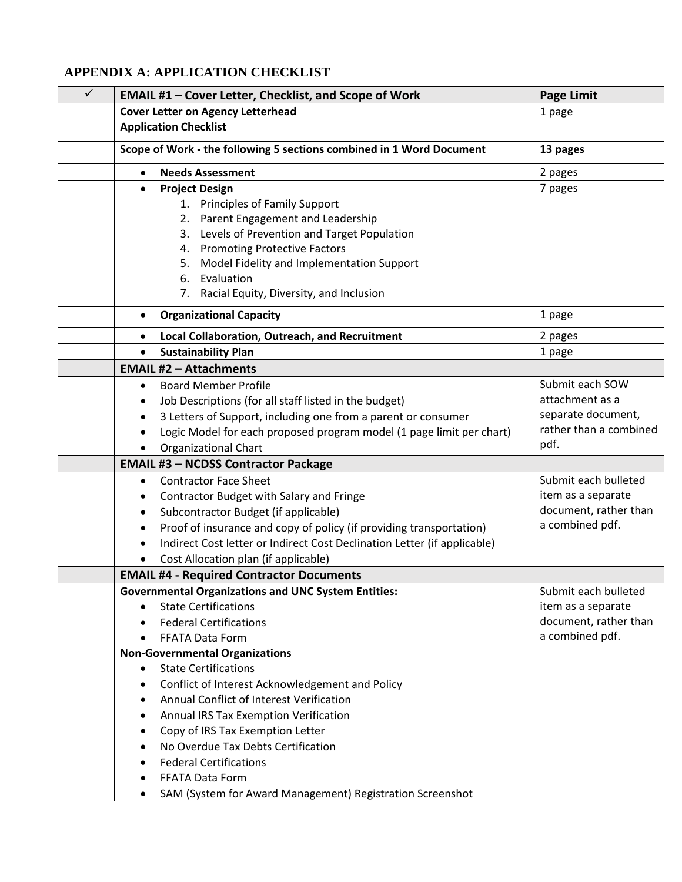## APPENDIX A: APPLICATION CHECKLIST

| ✓ | **EMAIL #1 – Cover Letter, Checklist, and Scope of Work** | **Page Limit** |
|---|---|---|
| | **Cover Letter on Agency Letterhead** | 1 page |
| | **Application Checklist** | |
| | **Scope of Work - the following 5 sections combined in 1 Word Document** | **13 pages** |
| | • **Needs Assessment** | 2 pages |
| | • **Project Design**<br>1. Principles of Family Support<br>2. Parent Engagement and Leadership<br>3. Levels of Prevention and Target Population<br>4. Promoting Protective Factors<br>5. Model Fidelity and Implementation Support<br>6. Evaluation<br>7. Racial Equity, Diversity, and Inclusion | 7 pages |
| | • **Organizational Capacity** | 1 page |
| | • **Local Collaboration, Outreach, and Recruitment** | 2 pages |
| | • **Sustainability Plan** | 1 page |
| | **EMAIL #2 – Attachments** | |
| | • Board Member Profile<br>• Job Descriptions (for all staff listed in the budget)<br>• 3 Letters of Support, including one from a parent or consumer<br>• Logic Model for each proposed program model (1 page limit per chart)<br>• Organizational Chart | Submit each SOW attachment as a separate document, rather than a combined pdf. |
| | **EMAIL #3 – NCDSS Contractor Package** | |
| | • Contractor Face Sheet<br>• Contractor Budget with Salary and Fringe<br>• Subcontractor Budget (if applicable)<br>• Proof of insurance and copy of policy (if providing transportation)<br>• Indirect Cost letter or Indirect Cost Declination Letter (if applicable)<br>• Cost Allocation plan (if applicable) | Submit each bulleted item as a separate document, rather than a combined pdf. |
| | **EMAIL #4 - Required Contractor Documents** | |
| | **Governmental Organizations and UNC System Entities:**<br>• State Certifications<br>• Federal Certifications<br>• FFATA Data Form<br>**Non-Governmental Organizations**<br>• State Certifications<br>• Conflict of Interest Acknowledgement and Policy<br>• Annual Conflict of Interest Verification<br>• Annual IRS Tax Exemption Verification<br>• Copy of IRS Tax Exemption Letter<br>• No Overdue Tax Debts Certification<br>• Federal Certifications<br>• FFATA Data Form<br>• SAM (System for Award Management) Registration Screenshot | Submit each bulleted item as a separate document, rather than a combined pdf. |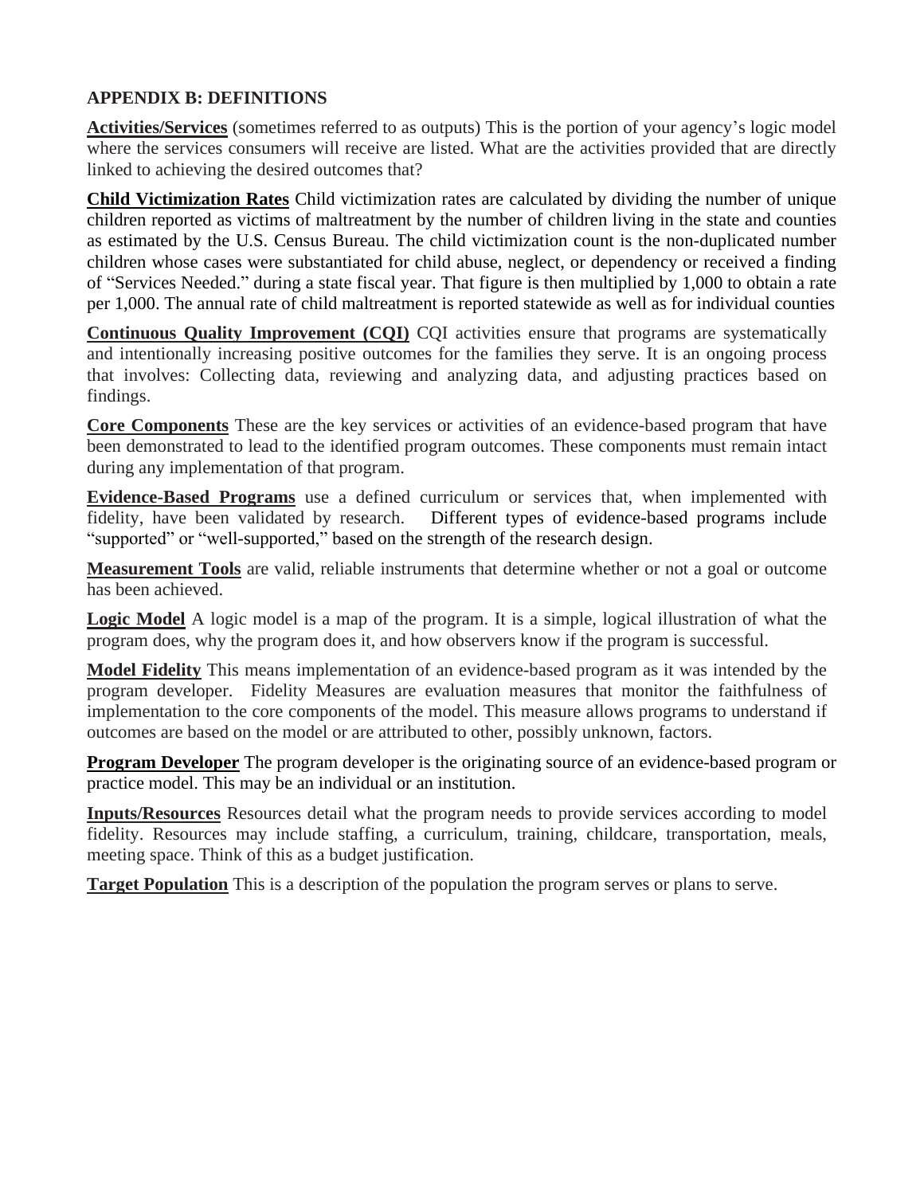**APPENDIX B: DEFINITIONS**

**Activities/Services** (sometimes referred to as outputs) This is the portion of your agency's logic model where the services consumers will receive are listed. What are the activities provided that are directly linked to achieving the desired outcomes that?

**Child Victimization Rates** Child victimization rates are calculated by dividing the number of unique children reported as victims of maltreatment by the number of children living in the state and counties as estimated by the U.S. Census Bureau. The child victimization count is the non-duplicated number children whose cases were substantiated for child abuse, neglect, or dependency or received a finding of "Services Needed." during a state fiscal year. That figure is then multiplied by 1,000 to obtain a rate per 1,000. The annual rate of child maltreatment is reported statewide as well as for individual counties

**Continuous Quality Improvement (CQI)** CQI activities ensure that programs are systematically and intentionally increasing positive outcomes for the families they serve. It is an ongoing process that involves: Collecting data, reviewing and analyzing data, and adjusting practices based on findings.

**Core Components** These are the key services or activities of an evidence-based program that have been demonstrated to lead to the identified program outcomes. These components must remain intact during any implementation of that program.

**Evidence-Based Programs** use a defined curriculum or services that, when implemented with fidelity, have been validated by research. Different types of evidence-based programs include "supported" or "well-supported," based on the strength of the research design.

**Measurement Tools** are valid, reliable instruments that determine whether or not a goal or outcome has been achieved.

**Logic Model** A logic model is a map of the program. It is a simple, logical illustration of what the program does, why the program does it, and how observers know if the program is successful.

**Model Fidelity** This means implementation of an evidence-based program as it was intended by the program developer. Fidelity Measures are evaluation measures that monitor the faithfulness of implementation to the core components of the model. This measure allows programs to understand if outcomes are based on the model or are attributed to other, possibly unknown, factors.

**Program Developer** The program developer is the originating source of an evidence-based program or practice model. This may be an individual or an institution.

**Inputs/Resources** Resources detail what the program needs to provide services according to model fidelity. Resources may include staffing, a curriculum, training, childcare, transportation, meals, meeting space. Think of this as a budget justification.

**Target Population** This is a description of the population the program serves or plans to serve.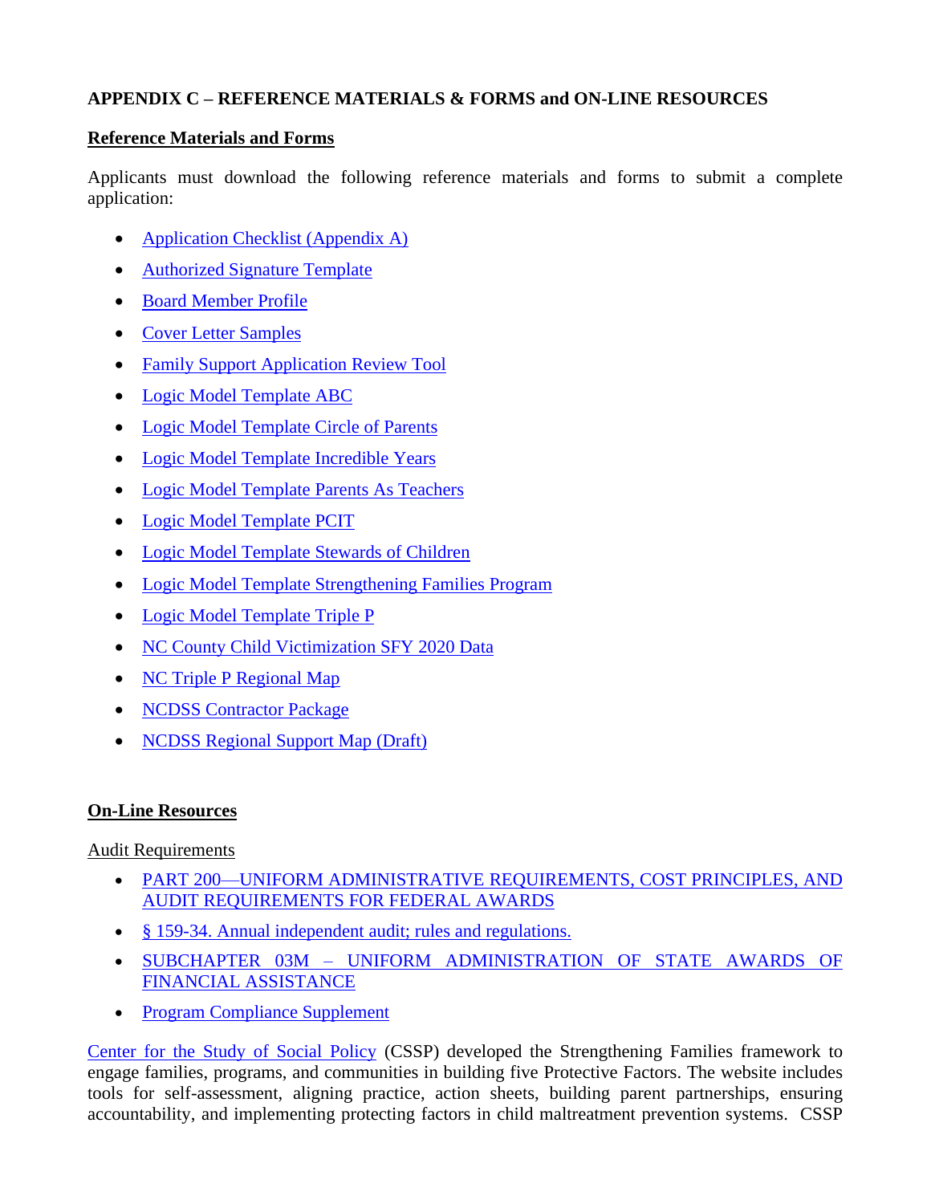## APPENDIX C – REFERENCE MATERIALS & FORMS and ON-LINE RESOURCES

### Reference Materials and Forms

Applicants must download the following reference materials and forms to submit a complete application:

- Application Checklist (Appendix A)
- Authorized Signature Template
- Board Member Profile
- Cover Letter Samples
- Family Support Application Review Tool
- Logic Model Template ABC
- Logic Model Template Circle of Parents
- Logic Model Template Incredible Years
- Logic Model Template Parents As Teachers
- Logic Model Template PCIT
- Logic Model Template Stewards of Children
- Logic Model Template Strengthening Families Program
- Logic Model Template Triple P
- NC County Child Victimization SFY 2020 Data
- NC Triple P Regional Map
- NCDSS Contractor Package
- NCDSS Regional Support Map (Draft)

### On-Line Resources

Audit Requirements

- PART 200—UNIFORM ADMINISTRATIVE REQUIREMENTS, COST PRINCIPLES, AND AUDIT REQUIREMENTS FOR FEDERAL AWARDS
- § 159-34. Annual independent audit; rules and regulations.
- SUBCHAPTER 03M – UNIFORM ADMINISTRATION OF STATE AWARDS OF FINANCIAL ASSISTANCE
- Program Compliance Supplement

Center for the Study of Social Policy (CSSP) developed the Strengthening Families framework to engage families, programs, and communities in building five Protective Factors. The website includes tools for self-assessment, aligning practice, action sheets, building parent partnerships, ensuring accountability, and implementing protecting factors in child maltreatment prevention systems. CSSP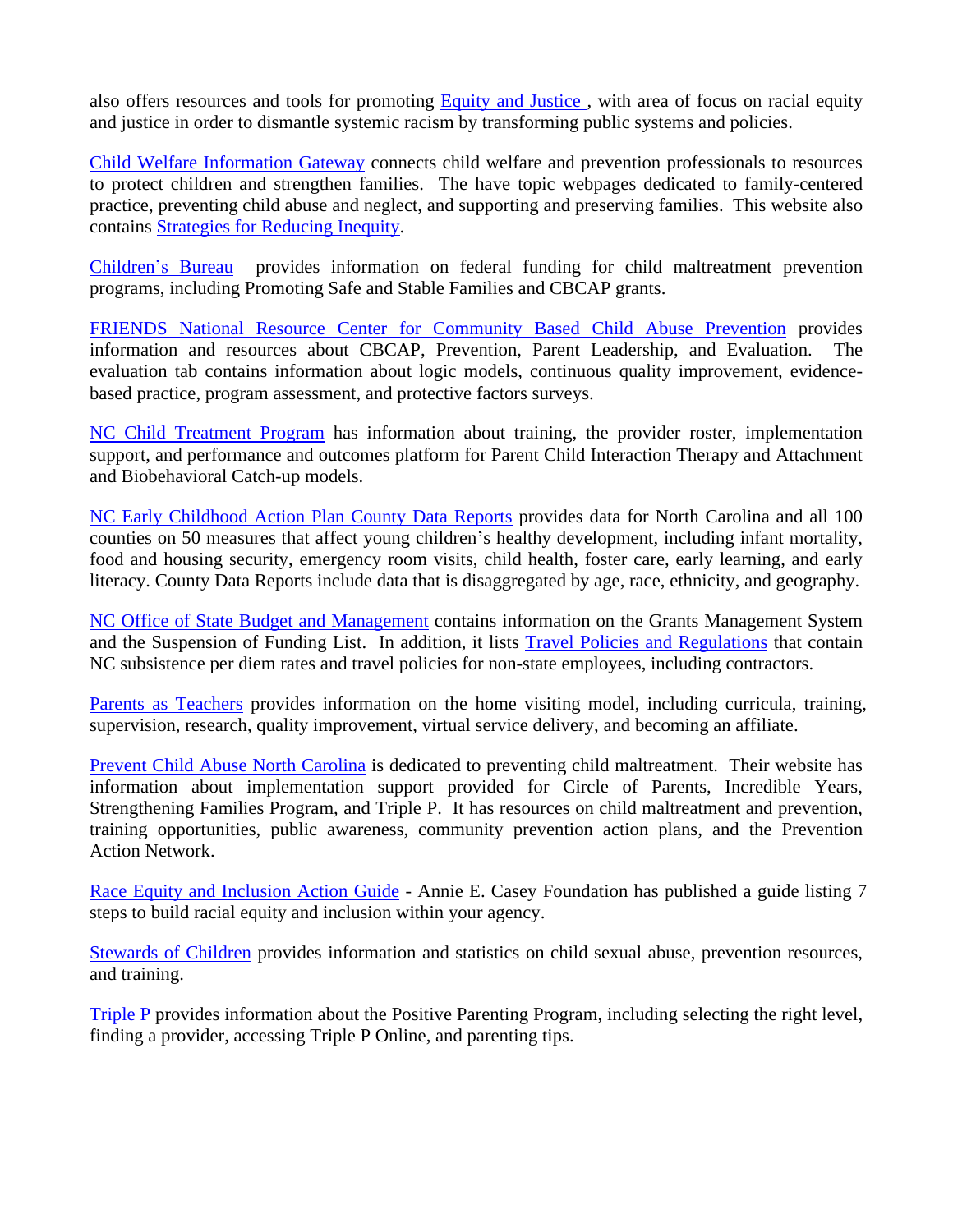also offers resources and tools for promoting Equity and Justice , with area of focus on racial equity and justice in order to dismantle systemic racism by transforming public systems and policies.

Child Welfare Information Gateway connects child welfare and prevention professionals to resources to protect children and strengthen families. The have topic webpages dedicated to family-centered practice, preventing child abuse and neglect, and supporting and preserving families. This website also contains Strategies for Reducing Inequity.

Children's Bureau provides information on federal funding for child maltreatment prevention programs, including Promoting Safe and Stable Families and CBCAP grants.

FRIENDS National Resource Center for Community Based Child Abuse Prevention provides information and resources about CBCAP, Prevention, Parent Leadership, and Evaluation. The evaluation tab contains information about logic models, continuous quality improvement, evidence-based practice, program assessment, and protective factors surveys.

NC Child Treatment Program has information about training, the provider roster, implementation support, and performance and outcomes platform for Parent Child Interaction Therapy and Attachment and Biobehavioral Catch-up models.

NC Early Childhood Action Plan County Data Reports provides data for North Carolina and all 100 counties on 50 measures that affect young children's healthy development, including infant mortality, food and housing security, emergency room visits, child health, foster care, early learning, and early literacy. County Data Reports include data that is disaggregated by age, race, ethnicity, and geography.

NC Office of State Budget and Management contains information on the Grants Management System and the Suspension of Funding List. In addition, it lists Travel Policies and Regulations that contain NC subsistence per diem rates and travel policies for non-state employees, including contractors.

Parents as Teachers provides information on the home visiting model, including curricula, training, supervision, research, quality improvement, virtual service delivery, and becoming an affiliate.

Prevent Child Abuse North Carolina is dedicated to preventing child maltreatment. Their website has information about implementation support provided for Circle of Parents, Incredible Years, Strengthening Families Program, and Triple P. It has resources on child maltreatment and prevention, training opportunities, public awareness, community prevention action plans, and the Prevention Action Network.

Race Equity and Inclusion Action Guide - Annie E. Casey Foundation has published a guide listing 7 steps to build racial equity and inclusion within your agency.

Stewards of Children provides information and statistics on child sexual abuse, prevention resources, and training.

Triple P provides information about the Positive Parenting Program, including selecting the right level, finding a provider, accessing Triple P Online, and parenting tips.